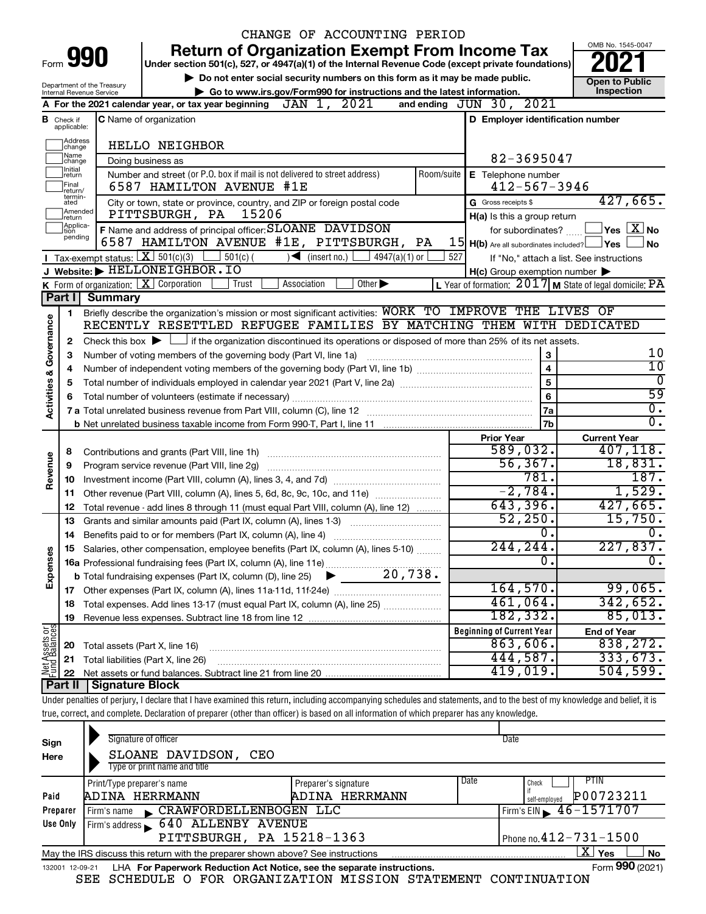CHANGE OF ACCOUNTING PERIOD

# Form 990 — Return of Organization Exempt From Income Tax

**Under section 501(c), 527, or 4947(a)(1) of the Internal Revenue Code (except private foundations)**

▶ Do not enter social security numbers on this form as it may be made public.

▶ Go to www.irs.gov/Form990 for instructions and the latest information.

Department of the Treasury
Internal Revenue Service

OMB No. 1545-0047

**2021**

**Open to Public Inspection**

**A** For the 2021 calendar year, or tax year beginning JAN 1, 2021 and ending JUN 30, 2021

**B** Check if applicable: Address change, Name change, Initial return, Final return/terminated, Amended return, Application pending

**C** Name of organization: HELLO NEIGHBOR

Doing business as

Number and street (or P.O. box if mail is not delivered to street address): 6587 HAMILTON AVENUE #1E — Room/suite

City or town, state or province, country, and ZIP or foreign postal code: PITTSBURGH, PA 15206

**D** Employer identification number: 82-3695047

**E** Telephone number: 412-567-3946

**G** Gross receipts $ 427,665.

**F** Name and address of principal officer: SLOANE DAVIDSON, 6587 HAMILTON AVENUE #1E, PITTSBURGH, PA 15

**H(a)** Is this a group return for subordinates? ☐ Yes ☒ No

**H(b)** Are all subordinates included? ☐ Yes ☐ No — If "No," attach a list. See instructions

**H(c)** Group exemption number ▶

**I** Tax-exempt status: ☒ 501(c)(3) ☐ 501(c) ( ) ◀ (insert no.) ☐ 4947(a)(1) or ☐ 527

**J** Website: ▶ HELLONEIGHBOR.IO

**K** Form of organization: ☒ Corporation ☐ Trust ☐ Association ☐ Other ▶

**L** Year of formation: 2017 **M** State of legal domicile: PA

## Part I Summary

**Activities & Governance**

1. Briefly describe the organization's mission or most significant activities: WORK TO IMPROVE THE LIVES OF RECENTLY RESETTLED REFUGEE FAMILIES BY MATCHING THEM WITH DEDICATED
2. Check this box ▶ ☐ if the organization discontinued its operations or disposed of more than 25% of its net assets.

| Line | Description | No. | Value |
|---|---|---|---|
| 3 | Number of voting members of the governing body (Part VI, line 1a) | 3 | 10 |
| 4 | Number of independent voting members of the governing body (Part VI, line 1b) | 4 | 10 |
| 5 | Total number of individuals employed in calendar year 2021 (Part V, line 2a) | 5 | 0 |
| 6 | Total number of volunteers (estimate if necessary) | 6 | 59 |
| 7a | Total unrelated business revenue from Part VIII, column (C), line 12 | 7a | 0. |
| 7b | Net unrelated business taxable income from Form 990-T, Part I, line 11 | 7b | 0. |

| Section | Line | Description | Prior Year | Current Year |
|---|---|---|---|---|
| Revenue | 8 | Contributions and grants (Part VIII, line 1h) | 589,032. | 407,118. |
| | 9 | Program service revenue (Part VIII, line 2g) | 56,367. | 18,831. |
| | 10 | Investment income (Part VIII, column (A), lines 3, 4, and 7d) | 781. | 187. |
| | 11 | Other revenue (Part VIII, column (A), lines 5, 6d, 8c, 9c, 10c, and 11e) | -2,784. | 1,529. |
| | 12 | Total revenue - add lines 8 through 11 (must equal Part VIII, column (A), line 12) | 643,396. | 427,665. |
| Expenses | 13 | Grants and similar amounts paid (Part IX, column (A), lines 1-3) | 52,250. | 15,750. |
| | 14 | Benefits paid to or for members (Part IX, column (A), line 4) | 0. | 0. |
| | 15 | Salaries, other compensation, employee benefits (Part IX, column (A), lines 5-10) | 244,244. | 227,837. |
| | 16a | Professional fundraising fees (Part IX, column (A), line 11e) | 0. | 0. |
| | b | Total fundraising expenses (Part IX, column (D), line 25) ▶ 20,738. | | |
| | 17 | Other expenses (Part IX, column (A), lines 11a-11d, 11f-24e) | 164,570. | 99,065. |
| | 18 | Total expenses. Add lines 13-17 (must equal Part IX, column (A), line 25) | 461,064. | 342,652. |
| | 19 | Revenue less expenses. Subtract line 18 from line 12 | 182,332. | 85,013. |

| Section | Line | Description | Beginning of Current Year | End of Year |
|---|---|---|---|---|
| Net Assets or Fund Balances | 20 | Total assets (Part X, line 16) | 863,606. | 838,272. |
| | 21 | Total liabilities (Part X, line 26) | 444,587. | 333,673. |
| | 22 | Net assets or fund balances. Subtract line 21 from line 20 | 419,019. | 504,599. |

## Part II Signature Block

Under penalties of perjury, I declare that I have examined this return, including accompanying schedules and statements, and to the best of my knowledge and belief, it is true, correct, and complete. Declaration of preparer (other than officer) is based on all information of which preparer has any knowledge.

**Sign Here**

Signature of officer — Date

SLOANE DAVIDSON, CEO
Type or print name and title

**Paid Preparer Use Only**

| Print/Type preparer's name | Preparer's signature | Date | Check if self-employed | PTIN |
|---|---|---|---|---|
| ADINA HERRMANN | ADINA HERRMANN | | ☐ | P00723211 |

Firm's name ▶ CRAWFORDELLENBOGEN LLC — Firm's EIN ▶ 46-1571707

Firm's address ▶ 640 ALLENBY AVENUE, PITTSBURGH, PA 15218-1363 — Phone no. 412-731-1500

May the IRS discuss this return with the preparer shown above? See instructions ☒ Yes ☐ No

132001 12-09-21 LHA For Paperwork Reduction Act Notice, see the separate instructions. Form **990** (2021)

SEE SCHEDULE O FOR ORGANIZATION MISSION STATEMENT CONTINUATION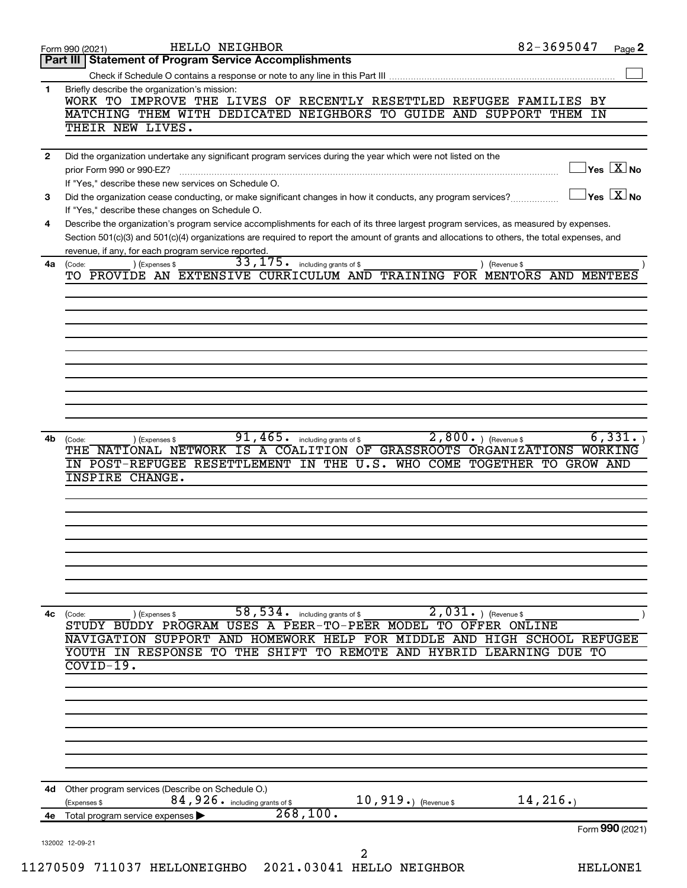Form 990 (2021) HELLO NEIGHBOR 82-3695047 Page 2

## Part III Statement of Program Service Accomplishments

Check if Schedule O contains a response or note to any line in this Part III ☐

**1** Briefly describe the organization's mission:

WORK TO IMPROVE THE LIVES OF RECENTLY RESETTLED REFUGEE FAMILIES BY MATCHING THEM WITH DEDICATED NEIGHBORS TO GUIDE AND SUPPORT THEM IN THEIR NEW LIVES.

**2** Did the organization undertake any significant program services during the year which were not listed on the prior Form 990 or 990-EZ? ☐ Yes ☒ No

If "Yes," describe these new services on Schedule O.

**3** Did the organization cease conducting, or make significant changes in how it conducts, any program services? ☐ Yes ☒ No

If "Yes," describe these changes on Schedule O.

**4** Describe the organization's program service accomplishments for each of its three largest program services, as measured by expenses. Section 501(c)(3) and 501(c)(4) organizations are required to report the amount of grants and allocations to others, the total expenses, and revenue, if any, for each program service reported.

**4a** (Code: ) (Expenses $ 33,175. including grants of $ ) (Revenue $ )

TO PROVIDE AN EXTENSIVE CURRICULUM AND TRAINING FOR MENTORS AND MENTEES

**4b** (Code: ) (Expenses $ 91,465. including grants of $ 2,800. ) (Revenue $ 6,331. )

THE NATIONAL NETWORK IS A COALITION OF GRASSROOTS ORGANIZATIONS WORKING IN POST-REFUGEE RESETTLEMENT IN THE U.S. WHO COME TOGETHER TO GROW AND INSPIRE CHANGE.

**4c** (Code: ) (Expenses $ 58,534. including grants of $ 2,031. ) (Revenue $ )

STUDY BUDDY PROGRAM USES A PEER-TO-PEER MODEL TO OFFER ONLINE NAVIGATION SUPPORT AND HOMEWORK HELP FOR MIDDLE AND HIGH SCHOOL REFUGEE YOUTH IN RESPONSE TO THE SHIFT TO REMOTE AND HYBRID LEARNING DUE TO COVID-19.

**4d** Other program services (Describe on Schedule O.)

(Expenses $ 84,926. including grants of $ 10,919. ) (Revenue $ 14,216. )

**4e** Total program service expenses ▶ 268,100.

Form 990 (2021)

132002 12-09-21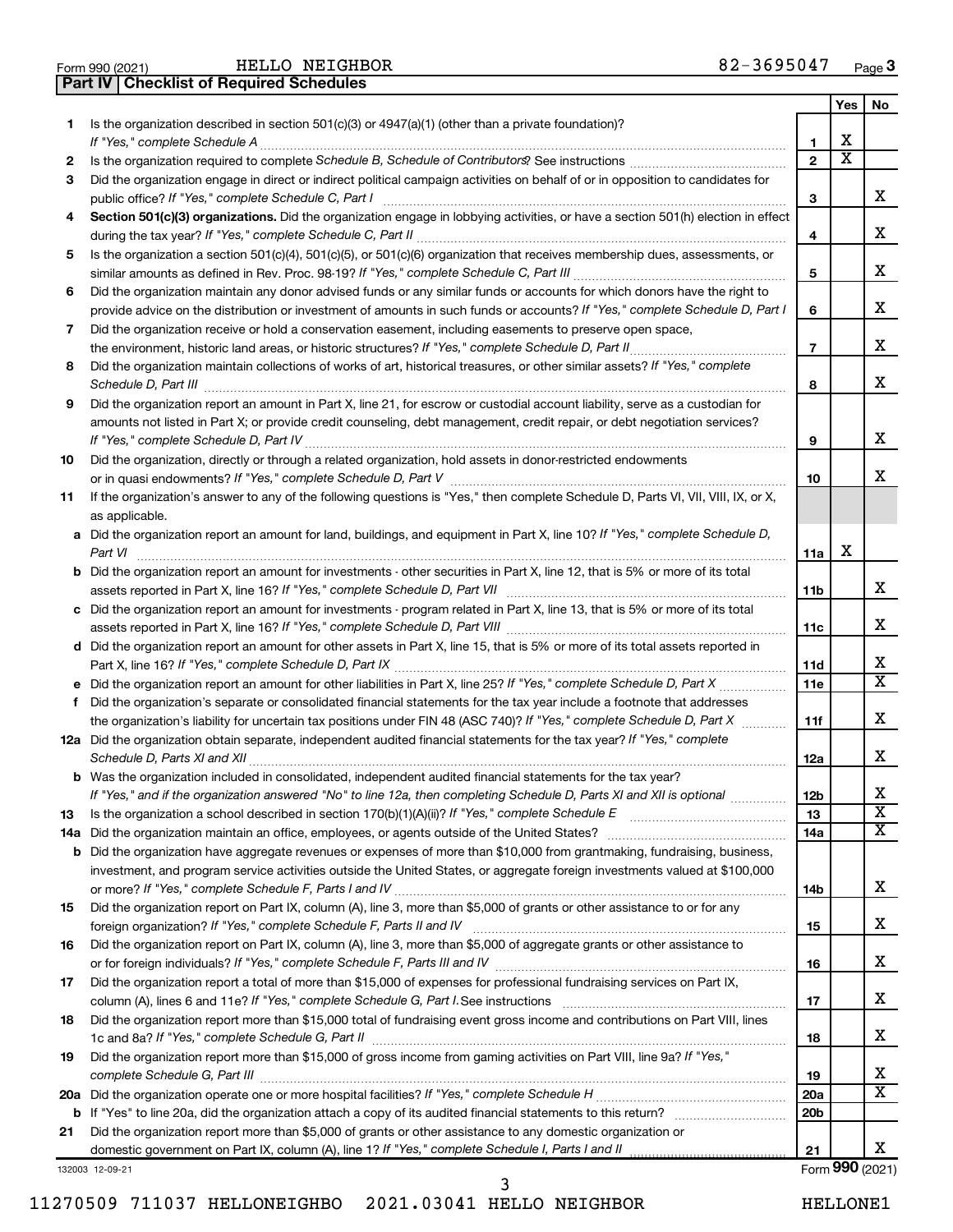Form 990 (2021) HELLO NEIGHBOR 82-3695047

## Part IV Checklist of Required Schedules

| | | | Yes | No |
|---|---|---|---|---|
| 1 | Is the organization described in section 501(c)(3) or 4947(a)(1) (other than a private foundation)? *If "Yes," complete Schedule A* | 1 | X | |
| 2 | Is the organization required to complete *Schedule B, Schedule of Contributors*? See instructions | 2 | X | |
| 3 | Did the organization engage in direct or indirect political campaign activities on behalf of or in opposition to candidates for public office? *If "Yes," complete Schedule C, Part I* | 3 | | X |
| 4 | **Section 501(c)(3) organizations.** Did the organization engage in lobbying activities, or have a section 501(h) election in effect during the tax year? *If "Yes," complete Schedule C, Part II* | 4 | | X |
| 5 | Is the organization a section 501(c)(4), 501(c)(5), or 501(c)(6) organization that receives membership dues, assessments, or similar amounts as defined in Rev. Proc. 98-19? *If "Yes," complete Schedule C, Part III* | 5 | | X |
| 6 | Did the organization maintain any donor advised funds or any similar funds or accounts for which donors have the right to provide advice on the distribution or investment of amounts in such funds or accounts? *If "Yes," complete Schedule D, Part I* | 6 | | X |
| 7 | Did the organization receive or hold a conservation easement, including easements to preserve open space, the environment, historic land areas, or historic structures? *If "Yes," complete Schedule D, Part II* | 7 | | X |
| 8 | Did the organization maintain collections of works of art, historical treasures, or other similar assets? *If "Yes," complete Schedule D, Part III* | 8 | | X |
| 9 | Did the organization report an amount in Part X, line 21, for escrow or custodial account liability, serve as a custodian for amounts not listed in Part X; or provide credit counseling, debt management, credit repair, or debt negotiation services? *If "Yes," complete Schedule D, Part IV* | 9 | | X |
| 10 | Did the organization, directly or through a related organization, hold assets in donor-restricted endowments or in quasi endowments? *If "Yes," complete Schedule D, Part V* | 10 | | X |
| 11 | If the organization's answer to any of the following questions is "Yes," then complete Schedule D, Parts VI, VII, VIII, IX, or X, as applicable. | | | |
| a | Did the organization report an amount for land, buildings, and equipment in Part X, line 10? *If "Yes," complete Schedule D, Part VI* | 11a | X | |
| b | Did the organization report an amount for investments - other securities in Part X, line 12, that is 5% or more of its total assets reported in Part X, line 16? *If "Yes," complete Schedule D, Part VII* | 11b | | X |
| c | Did the organization report an amount for investments - program related in Part X, line 13, that is 5% or more of its total assets reported in Part X, line 16? *If "Yes," complete Schedule D, Part VIII* | 11c | | X |
| d | Did the organization report an amount for other assets in Part X, line 15, that is 5% or more of its total assets reported in Part X, line 16? *If "Yes," complete Schedule D, Part IX* | 11d | | X |
| e | Did the organization report an amount for other liabilities in Part X, line 25? *If "Yes," complete Schedule D, Part X* | 11e | | X |
| f | Did the organization's separate or consolidated financial statements for the tax year include a footnote that addresses the organization's liability for uncertain tax positions under FIN 48 (ASC 740)? *If "Yes," complete Schedule D, Part X* | 11f | | X |
| 12a | Did the organization obtain separate, independent audited financial statements for the tax year? *If "Yes," complete Schedule D, Parts XI and XII* | 12a | | X |
| b | Was the organization included in consolidated, independent audited financial statements for the tax year? *If "Yes," and if the organization answered "No" to line 12a, then completing Schedule D, Parts XI and XII is optional* | 12b | | X |
| 13 | Is the organization a school described in section 170(b)(1)(A)(ii)? *If "Yes," complete Schedule E* | 13 | | X |
| 14a | Did the organization maintain an office, employees, or agents outside of the United States? | 14a | | X |
| b | Did the organization have aggregate revenues or expenses of more than $10,000 from grantmaking, fundraising, business, investment, and program service activities outside the United States, or aggregate foreign investments valued at $100,000 or more? *If "Yes," complete Schedule F, Parts I and IV* | 14b | | X |
| 15 | Did the organization report on Part IX, column (A), line 3, more than $5,000 of grants or other assistance to or for any foreign organization? *If "Yes," complete Schedule F, Parts II and IV* | 15 | | X |
| 16 | Did the organization report on Part IX, column (A), line 3, more than $5,000 of aggregate grants or other assistance to or for foreign individuals? *If "Yes," complete Schedule F, Parts III and IV* | 16 | | X |
| 17 | Did the organization report a total of more than $15,000 of expenses for professional fundraising services on Part IX, column (A), lines 6 and 11e? *If "Yes," complete Schedule G, Part I.* See instructions | 17 | | X |
| 18 | Did the organization report more than $15,000 total of fundraising event gross income and contributions on Part VIII, lines 1c and 8a? *If "Yes," complete Schedule G, Part II* | 18 | | X |
| 19 | Did the organization report more than $15,000 of gross income from gaming activities on Part VIII, line 9a? *If "Yes," complete Schedule G, Part III* | 19 | | X |
| 20a | Did the organization operate one or more hospital facilities? *If "Yes," complete Schedule H* | 20a | | X |
| b | If "Yes" to line 20a, did the organization attach a copy of its audited financial statements to this return? | 20b | | |
| 21 | Did the organization report more than $5,000 of grants or other assistance to any domestic organization or domestic government on Part IX, column (A), line 1? *If "Yes," complete Schedule I, Parts I and II* | 21 | | X |

132003 12-09-21 Form **990** (2021)

11270509 711037 HELLONEIGHBO 2021.03041 HELLO NEIGHBOR HELLONE1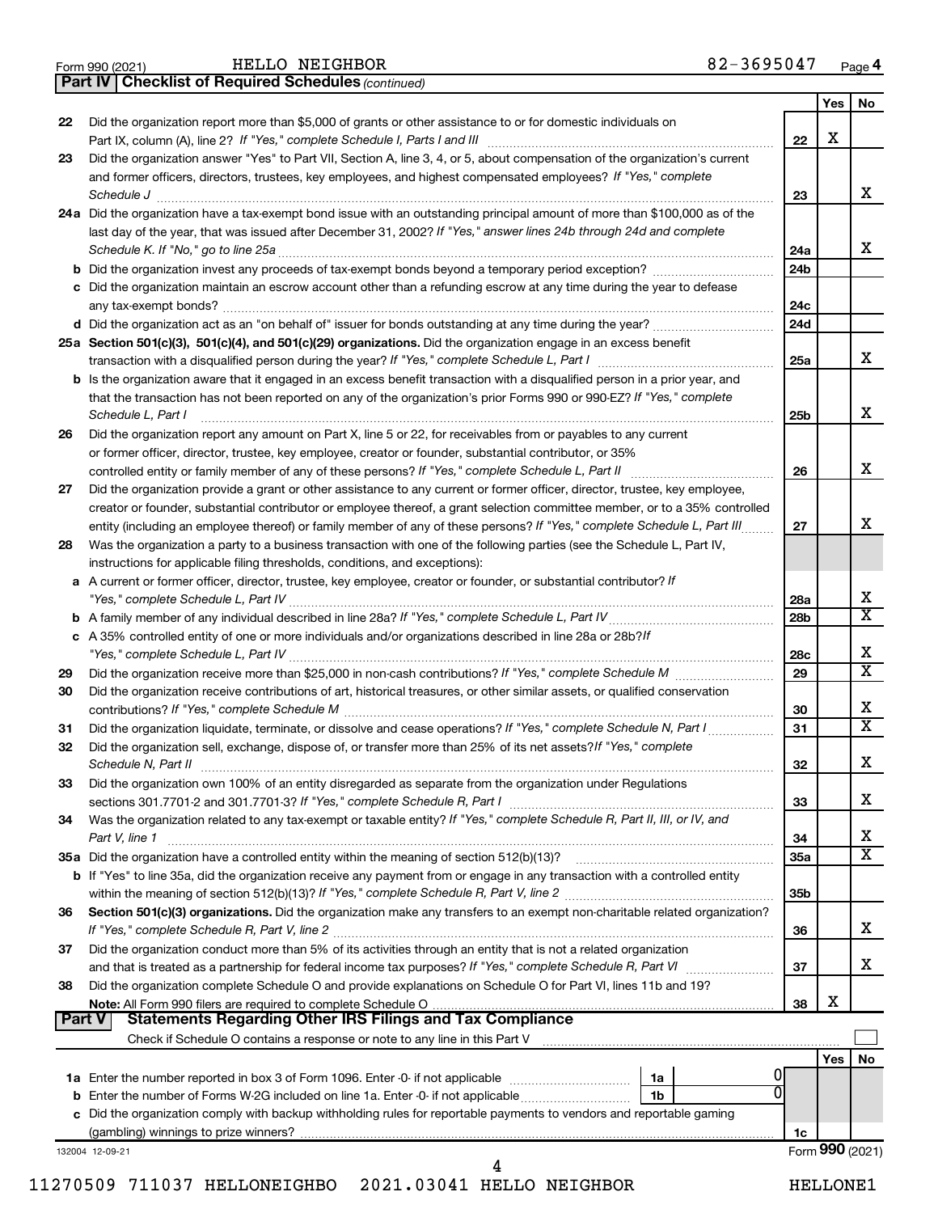Form 990 (2021) HELLO NEIGHBOR 82-3695047 Page 4

## Part IV | Checklist of Required Schedules *(continued)*

| | | | Yes | No |
|---|---|---|---|---|
| 22 | Did the organization report more than $5,000 of grants or other assistance to or for domestic individuals on Part IX, column (A), line 2? *If "Yes," complete Schedule I, Parts I and III* | 22 | X | |
| 23 | Did the organization answer "Yes" to Part VII, Section A, line 3, 4, or 5, about compensation of the organization's current and former officers, directors, trustees, key employees, and highest compensated employees? *If "Yes," complete Schedule J* | 23 | | X |
| 24a | Did the organization have a tax-exempt bond issue with an outstanding principal amount of more than $100,000 as of the last day of the year, that was issued after December 31, 2002? *If "Yes," answer lines 24b through 24d and complete Schedule K. If "No," go to line 25a* | 24a | | X |
| b | Did the organization invest any proceeds of tax-exempt bonds beyond a temporary period exception? | 24b | | |
| c | Did the organization maintain an escrow account other than a refunding escrow at any time during the year to defease any tax-exempt bonds? | 24c | | |
| d | Did the organization act as an "on behalf of" issuer for bonds outstanding at any time during the year? | 24d | | |
| 25a | **Section 501(c)(3), 501(c)(4), and 501(c)(29) organizations.** Did the organization engage in an excess benefit transaction with a disqualified person during the year? *If "Yes," complete Schedule L, Part I* | 25a | | X |
| b | Is the organization aware that it engaged in an excess benefit transaction with a disqualified person in a prior year, and that the transaction has not been reported on any of the organization's prior Forms 990 or 990-EZ? *If "Yes," complete Schedule L, Part I* | 25b | | X |
| 26 | Did the organization report any amount on Part X, line 5 or 22, for receivables from or payables to any current or former officer, director, trustee, key employee, creator or founder, substantial contributor, or 35% controlled entity or family member of any of these persons? *If "Yes," complete Schedule L, Part II* | 26 | | X |
| 27 | Did the organization provide a grant or other assistance to any current or former officer, director, trustee, key employee, creator or founder, substantial contributor or employee thereof, a grant selection committee member, or to a 35% controlled entity (including an employee thereof) or family member of any of these persons? *If "Yes," complete Schedule L, Part III* | 27 | | X |
| 28 | Was the organization a party to a business transaction with one of the following parties (see the Schedule L, Part IV, instructions for applicable filing thresholds, conditions, and exceptions): | | | |
| a | A current or former officer, director, trustee, key employee, creator or founder, or substantial contributor? *If "Yes," complete Schedule L, Part IV* | 28a | | X |
| b | A family member of any individual described in line 28a? *If "Yes," complete Schedule L, Part IV* | 28b | | X |
| c | A 35% controlled entity of one or more individuals and/or organizations described in line 28a or 28b? *If "Yes," complete Schedule L, Part IV* | 28c | | X |
| 29 | Did the organization receive more than $25,000 in non-cash contributions? *If "Yes," complete Schedule M* | 29 | | X |
| 30 | Did the organization receive contributions of art, historical treasures, or other similar assets, or qualified conservation contributions? *If "Yes," complete Schedule M* | 30 | | X |
| 31 | Did the organization liquidate, terminate, or dissolve and cease operations? *If "Yes," complete Schedule N, Part I* | 31 | | X |
| 32 | Did the organization sell, exchange, dispose of, or transfer more than 25% of its net assets? *If "Yes," complete Schedule N, Part II* | 32 | | X |
| 33 | Did the organization own 100% of an entity disregarded as separate from the organization under Regulations sections 301.7701-2 and 301.7701-3? *If "Yes," complete Schedule R, Part I* | 33 | | X |
| 34 | Was the organization related to any tax-exempt or taxable entity? *If "Yes," complete Schedule R, Part II, III, or IV, and Part V, line 1* | 34 | | X |
| 35a | Did the organization have a controlled entity within the meaning of section 512(b)(13)? | 35a | | X |
| b | If "Yes" to line 35a, did the organization receive any payment from or engage in any transaction with a controlled entity within the meaning of section 512(b)(13)? *If "Yes," complete Schedule R, Part V, line 2* | 35b | | |
| 36 | **Section 501(c)(3) organizations.** Did the organization make any transfers to an exempt non-charitable related organization? *If "Yes," complete Schedule R, Part V, line 2* | 36 | | X |
| 37 | Did the organization conduct more than 5% of its activities through an entity that is not a related organization and that is treated as a partnership for federal income tax purposes? *If "Yes," complete Schedule R, Part VI* | 37 | | X |
| 38 | Did the organization complete Schedule O and provide explanations on Schedule O for Part VI, lines 11b and 19? **Note:** All Form 990 filers are required to complete Schedule O | 38 | X | |

## Part V | Statements Regarding Other IRS Filings and Tax Compliance

Check if Schedule O contains a response or note to any line in this Part V ☐

| | | | | | Yes | No |
|---|---|---|---|---|---|---|
| 1a | Enter the number reported in box 3 of Form 1096. Enter -0- if not applicable | 1a | 0 | | | |
| b | Enter the number of Forms W-2G included on line 1a. Enter -0- if not applicable | 1b | 0 | | | |
| c | Did the organization comply with backup withholding rules for reportable payments to vendors and reportable gaming (gambling) winnings to prize winners? | | | 1c | | |

132004 12-09-21 Form **990** (2021)

11270509 711037 HELLONEIGHBO 2021.03041 HELLO NEIGHBOR HELLONE1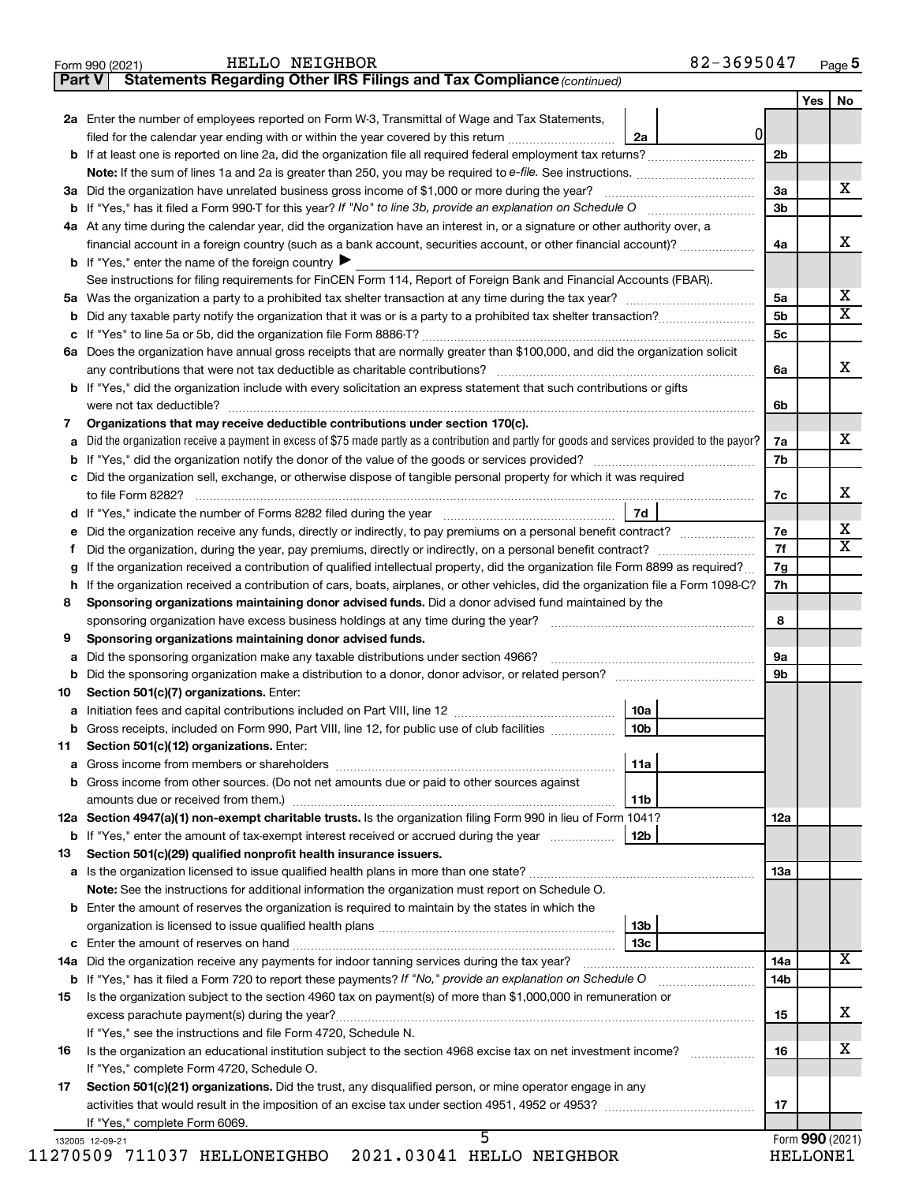Form 990 (2021) HELLO NEIGHBOR 82-3695047 Page 5

**Part V Statements Regarding Other IRS Filings and Tax Compliance** *(continued)*

| | | | | Yes | No |
|---|---|---|---|---|---|
| **2a** | Enter the number of employees reported on Form W-3, Transmittal of Wage and Tax Statements, filed for the calendar year ending with or within the year covered by this return | 2a 0 | | | |
| **b** | If at least one is reported on line 2a, did the organization file all required federal employment tax returns? | | 2b | | |
| | **Note:** If the sum of lines 1a and 2a is greater than 250, you may be required to *e-file.* See instructions. | | | | |
| **3a** | Did the organization have unrelated business gross income of $1,000 or more during the year? | | 3a | | X |
| **b** | If "Yes," has it filed a Form 990-T for this year? *If "No" to line 3b, provide an explanation on Schedule O* | | 3b | | |
| **4a** | At any time during the calendar year, did the organization have an interest in, or a signature or other authority over, a financial account in a foreign country (such as a bank account, securities account, or other financial account)? | | 4a | | X |
| **b** | If "Yes," enter the name of the foreign country ▶ | | | | |
| | See instructions for filing requirements for FinCEN Form 114, Report of Foreign Bank and Financial Accounts (FBAR). | | | | |
| **5a** | Was the organization a party to a prohibited tax shelter transaction at any time during the tax year? | | 5a | | X |
| **b** | Did any taxable party notify the organization that it was or is a party to a prohibited tax shelter transaction? | | 5b | | X |
| **c** | If "Yes" to line 5a or 5b, did the organization file Form 8886-T? | | 5c | | |
| **6a** | Does the organization have annual gross receipts that are normally greater than $100,000, and did the organization solicit any contributions that were not tax deductible as charitable contributions? | | 6a | | X |
| **b** | If "Yes," did the organization include with every solicitation an express statement that such contributions or gifts were not tax deductible? | | 6b | | |
| **7** | **Organizations that may receive deductible contributions under section 170(c).** | | | | |
| **a** | Did the organization receive a payment in excess of $75 made partly as a contribution and partly for goods and services provided to the payor? | | 7a | | X |
| **b** | If "Yes," did the organization notify the donor of the value of the goods or services provided? | | 7b | | |
| **c** | Did the organization sell, exchange, or otherwise dispose of tangible personal property for which it was required to file Form 8282? | | 7c | | X |
| **d** | If "Yes," indicate the number of Forms 8282 filed during the year | 7d | | | |
| **e** | Did the organization receive any funds, directly or indirectly, to pay premiums on a personal benefit contract? | | 7e | | X |
| **f** | Did the organization, during the year, pay premiums, directly or indirectly, on a personal benefit contract? | | 7f | | X |
| **g** | If the organization received a contribution of qualified intellectual property, did the organization file Form 8899 as required? | | 7g | | |
| **h** | If the organization received a contribution of cars, boats, airplanes, or other vehicles, did the organization file a Form 1098-C? | | 7h | | |
| **8** | **Sponsoring organizations maintaining donor advised funds.** Did a donor advised fund maintained by the sponsoring organization have excess business holdings at any time during the year? | | 8 | | |
| **9** | **Sponsoring organizations maintaining donor advised funds.** | | | | |
| **a** | Did the sponsoring organization make any taxable distributions under section 4966? | | 9a | | |
| **b** | Did the sponsoring organization make a distribution to a donor, donor advisor, or related person? | | 9b | | |
| **10** | **Section 501(c)(7) organizations.** Enter: | | | | |
| **a** | Initiation fees and capital contributions included on Part VIII, line 12 | 10a | | | |
| **b** | Gross receipts, included on Form 990, Part VIII, line 12, for public use of club facilities | 10b | | | |
| **11** | **Section 501(c)(12) organizations.** Enter: | | | | |
| **a** | Gross income from members or shareholders | 11a | | | |
| **b** | Gross income from other sources. (Do not net amounts due or paid to other sources against amounts due or received from them.) | 11b | | | |
| **12a** | **Section 4947(a)(1) non-exempt charitable trusts.** Is the organization filing Form 990 in lieu of Form 1041? | | 12a | | |
| **b** | If "Yes," enter the amount of tax-exempt interest received or accrued during the year | 12b | | | |
| **13** | **Section 501(c)(29) qualified nonprofit health insurance issuers.** | | | | |
| **a** | Is the organization licensed to issue qualified health plans in more than one state? | | 13a | | |
| | **Note:** See the instructions for additional information the organization must report on Schedule O. | | | | |
| **b** | Enter the amount of reserves the organization is required to maintain by the states in which the organization is licensed to issue qualified health plans | 13b | | | |
| **c** | Enter the amount of reserves on hand | 13c | | | |
| **14a** | Did the organization receive any payments for indoor tanning services during the tax year? | | 14a | | X |
| **b** | If "Yes," has it filed a Form 720 to report these payments? *If "No," provide an explanation on Schedule O* | | 14b | | |
| **15** | Is the organization subject to the section 4960 tax on payment(s) of more than $1,000,000 in remuneration or excess parachute payment(s) during the year? | | 15 | | X |
| | If "Yes," see the instructions and file Form 4720, Schedule N. | | | | |
| **16** | Is the organization an educational institution subject to the section 4968 excise tax on net investment income? | | 16 | | X |
| | If "Yes," complete Form 4720, Schedule O. | | | | |
| **17** | **Section 501(c)(21) organizations.** Did the trust, any disqualified person, or mine operator engage in any activities that would result in the imposition of an excise tax under section 4951, 4952 or 4953? | | 17 | | |
| | If "Yes," complete Form 6069. | | | | |

132005 12-09-21

Form **990** (2021)

11270509 711037 HELLONEIGHBO 2021.03041 HELLO NEIGHBOR HELLONE1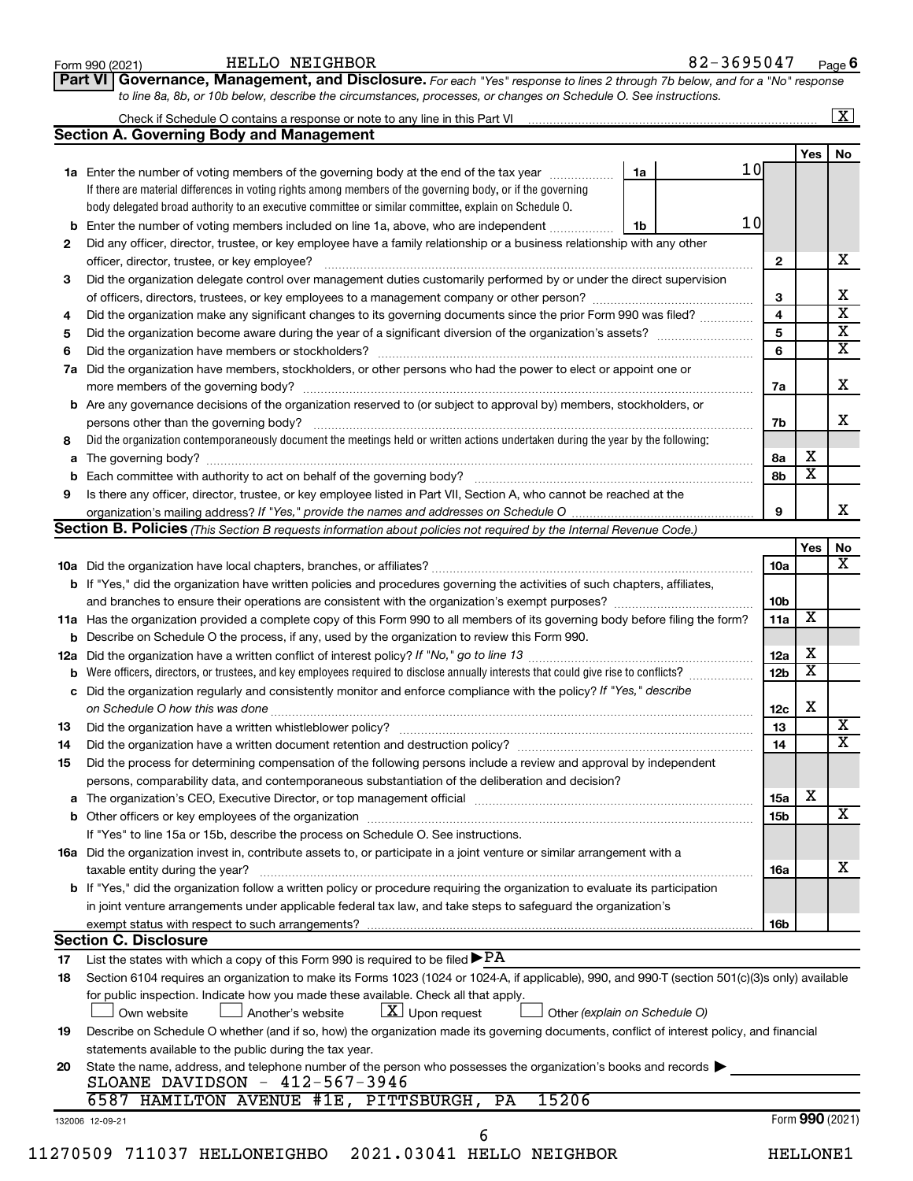Form 990 (2021) HELLO NEIGHBOR 82-3695047 Page 6

**Part VI Governance, Management, and Disclosure.** *For each "Yes" response to lines 2 through 7b below, and for a "No" response to line 8a, 8b, or 10b below, describe the circumstances, processes, or changes on Schedule O. See instructions.*

Check if Schedule O contains a response or note to any line in this Part VI ... [X]

## Section A. Governing Body and Management

| | | | Yes | No |
|---|---|---|---|---|
| **1a** | Enter the number of voting members of the governing body at the end of the tax year ... **1a** 10. If there are material differences in voting rights among members of the governing body, or if the governing body delegated broad authority to an executive committee or similar committee, explain on Schedule O. | | | |
| **b** | Enter the number of voting members included on line 1a, above, who are independent ... **1b** 10 | | | |
| **2** | Did any officer, director, trustee, or key employee have a family relationship or a business relationship with any other officer, director, trustee, or key employee? | 2 | | X |
| **3** | Did the organization delegate control over management duties customarily performed by or under the direct supervision of officers, directors, trustees, or key employees to a management company or other person? | 3 | | X |
| **4** | Did the organization make any significant changes to its governing documents since the prior Form 990 was filed? | 4 | | X |
| **5** | Did the organization become aware during the year of a significant diversion of the organization's assets? | 5 | | X |
| **6** | Did the organization have members or stockholders? | 6 | | X |
| **7a** | Did the organization have members, stockholders, or other persons who had the power to elect or appoint one or more members of the governing body? | 7a | | X |
| **b** | Are any governance decisions of the organization reserved to (or subject to approval by) members, stockholders, or persons other than the governing body? | 7b | | X |
| **8** | Did the organization contemporaneously document the meetings held or written actions undertaken during the year by the following: | | | |
| **a** | The governing body? | 8a | X | |
| **b** | Each committee with authority to act on behalf of the governing body? | 8b | X | |
| **9** | Is there any officer, director, trustee, or key employee listed in Part VII, Section A, who cannot be reached at the organization's mailing address? *If "Yes," provide the names and addresses on Schedule O* | 9 | | X |

## Section B. Policies *(This Section B requests information about policies not required by the Internal Revenue Code.)*

| | | | Yes | No |
|---|---|---|---|---|
| **10a** | Did the organization have local chapters, branches, or affiliates? | 10a | | X |
| **b** | If "Yes," did the organization have written policies and procedures governing the activities of such chapters, affiliates, and branches to ensure their operations are consistent with the organization's exempt purposes? | 10b | | |
| **11a** | Has the organization provided a complete copy of this Form 990 to all members of its governing body before filing the form? | 11a | X | |
| **b** | Describe on Schedule O the process, if any, used by the organization to review this Form 990. | | | |
| **12a** | Did the organization have a written conflict of interest policy? *If "No," go to line 13* | 12a | X | |
| **b** | Were officers, directors, or trustees, and key employees required to disclose annually interests that could give rise to conflicts? | 12b | X | |
| **c** | Did the organization regularly and consistently monitor and enforce compliance with the policy? *If "Yes," describe on Schedule O how this was done* | 12c | X | |
| **13** | Did the organization have a written whistleblower policy? | 13 | | X |
| **14** | Did the organization have a written document retention and destruction policy? | 14 | | X |
| **15** | Did the process for determining compensation of the following persons include a review and approval by independent persons, comparability data, and contemporaneous substantiation of the deliberation and decision? | | | |
| **a** | The organization's CEO, Executive Director, or top management official | 15a | X | |
| **b** | Other officers or key employees of the organization | 15b | | X |
| | If "Yes" to line 15a or 15b, describe the process on Schedule O. See instructions. | | | |
| **16a** | Did the organization invest in, contribute assets to, or participate in a joint venture or similar arrangement with a taxable entity during the year? | 16a | | X |
| **b** | If "Yes," did the organization follow a written policy or procedure requiring the organization to evaluate its participation in joint venture arrangements under applicable federal tax law, and take steps to safeguard the organization's exempt status with respect to such arrangements? | 16b | | |

## Section C. Disclosure

**17** List the states with which a copy of this Form 990 is required to be filed ▶ PA

**18** Section 6104 requires an organization to make its Forms 1023 (1024 or 1024-A, if applicable), 990, and 990-T (section 501(c)(3)s only) available for public inspection. Indicate how you made these available. Check all that apply.

[ ] Own website [ ] Another's website [X] Upon request [ ] Other *(explain on Schedule O)*

**19** Describe on Schedule O whether (and if so, how) the organization made its governing documents, conflict of interest policy, and financial statements available to the public during the tax year.

**20** State the name, address, and telephone number of the person who possesses the organization's books and records ▶

SLOANE DAVIDSON - 412-567-3946
6587 HAMILTON AVENUE #1E, PITTSBURGH, PA 15206

132006 12-09-21 Form **990** (2021)

11270509 711037 HELLONEIGHBO 2021.03041 HELLO NEIGHBOR HELLONE1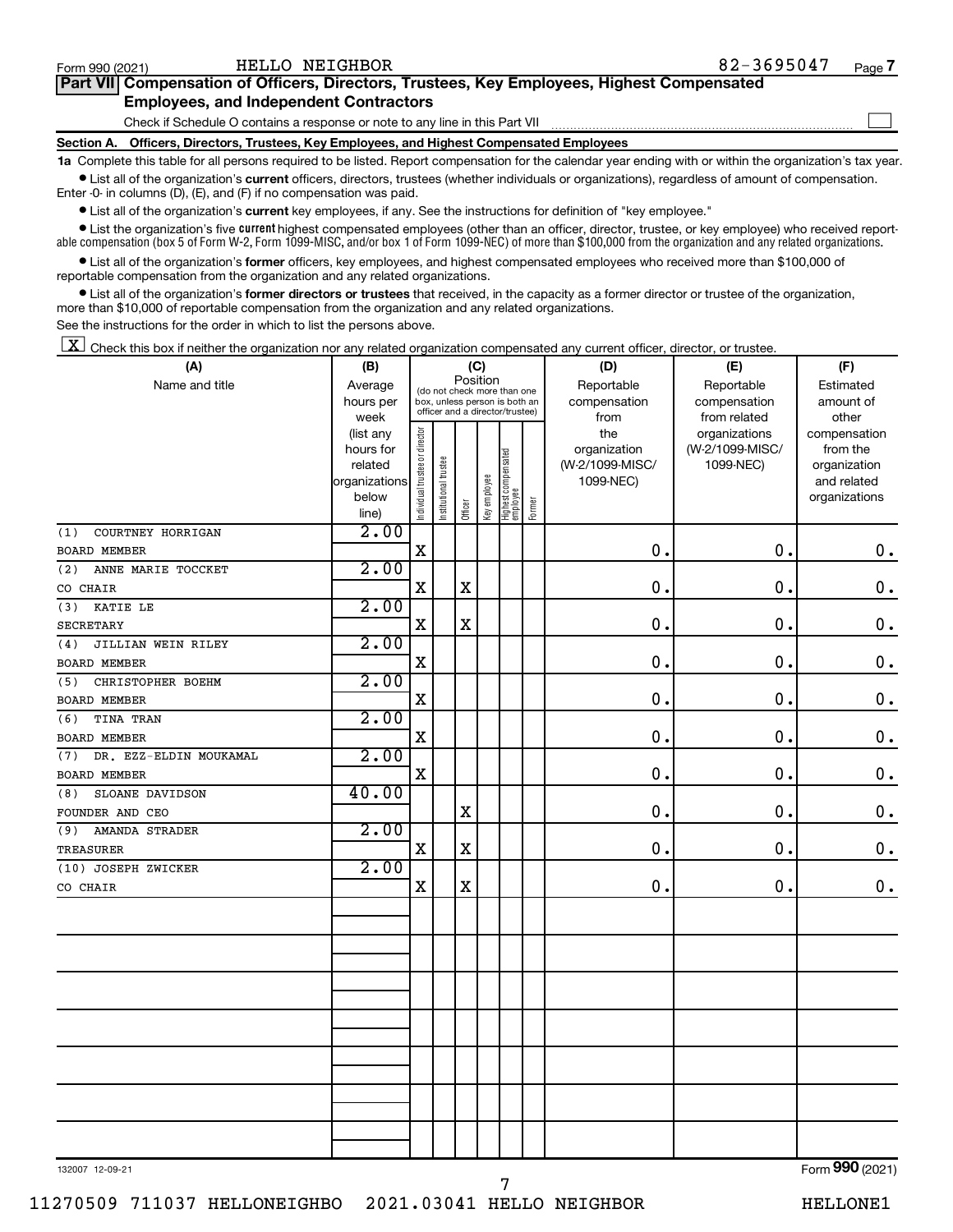Form 990 (2021) HELLO NEIGHBOR 82-3695047 Page 7

## Part VII Compensation of Officers, Directors, Trustees, Key Employees, Highest Compensated Employees, and Independent Contractors

Check if Schedule O contains a response or note to any line in this Part VII ☐

### Section A. Officers, Directors, Trustees, Key Employees, and Highest Compensated Employees

**1a** Complete this table for all persons required to be listed. Report compensation for the calendar year ending with or within the organization's tax year.

- List all of the organization's **current** officers, directors, trustees (whether individuals or organizations), regardless of amount of compensation. Enter -0- in columns (D), (E), and (F) if no compensation was paid.
- List all of the organization's **current** key employees, if any. See the instructions for definition of "key employee."
- List the organization's five **current** highest compensated employees (other than an officer, director, trustee, or key employee) who received reportable compensation (box 5 of Form W-2, Form 1099-MISC, and/or box 1 of Form 1099-NEC) of more than $100,000 from the organization and any related organizations.
- List all of the organization's **former** officers, key employees, and highest compensated employees who received more than $100,000 of reportable compensation from the organization and any related organizations.
- List all of the organization's **former directors or trustees** that received, in the capacity as a former director or trustee of the organization, more than $10,000 of reportable compensation from the organization and any related organizations.

See the instructions for the order in which to list the persons above.

☒ Check this box if neither the organization nor any related organization compensated any current officer, director, or trustee.

| (A) Name and title | (B) Average hours per week (list any hours for related organizations below line) | (C) Position (do not check more than one box, unless person is both an officer and a director/trustee) | | | | | | (D) Reportable compensation from the organization (W-2/1099-MISC/1099-NEC) | (E) Reportable compensation from related organizations (W-2/1099-MISC/1099-NEC) | (F) Estimated amount of other compensation from the organization and related organizations |
|---|---|---|---|---|---|---|---|---|---|---|
| | | Individual trustee or director | Institutional trustee | Officer | Key employee | Highest compensated employee | Former | | | |
| (1) COURTNEY HORRIGAN<br>BOARD MEMBER | 2.00 | X | | | | | | 0. | 0. | 0. |
| (2) ANNE MARIE TOCCKET<br>CO CHAIR | 2.00 | X | | X | | | | 0. | 0. | 0. |
| (3) KATIE LE<br>SECRETARY | 2.00 | X | | X | | | | 0. | 0. | 0. |
| (4) JILLIAN WEIN RILEY<br>BOARD MEMBER | 2.00 | X | | | | | | 0. | 0. | 0. |
| (5) CHRISTOPHER BOEHM<br>BOARD MEMBER | 2.00 | X | | | | | | 0. | 0. | 0. |
| (6) TINA TRAN<br>BOARD MEMBER | 2.00 | X | | | | | | 0. | 0. | 0. |
| (7) DR. EZZ-ELDIN MOUKAMAL<br>BOARD MEMBER | 2.00 | X | | | | | | 0. | 0. | 0. |
| (8) SLOANE DAVIDSON<br>FOUNDER AND CEO | 40.00 | | | X | | | | 0. | 0. | 0. |
| (9) AMANDA STRADER<br>TREASURER | 2.00 | X | | X | | | | 0. | 0. | 0. |
| (10) JOSEPH ZWICKER<br>CO CHAIR | 2.00 | X | | X | | | | 0. | 0. | 0. |

132007 12-09-21

Form 990 (2021)

11270509 711037 HELLONEIGHBO 2021.03041 HELLO NEIGHBOR HELLONE1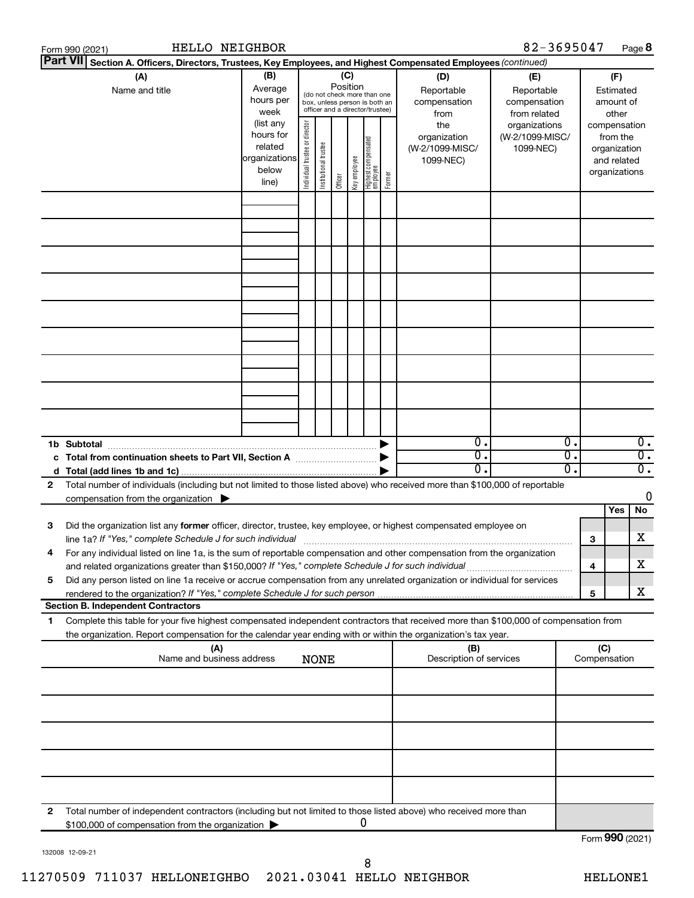Form 990 (2021) HELLO NEIGHBOR 82-3695047 Page **8**

**Part VII** **Section A. Officers, Directors, Trustees, Key Employees, and Highest Compensated Employees** *(continued)*

| (A) Name and title | (B) Average hours per week (list any hours for related organizations below line) | (C) Position (do not check more than one box, unless person is both an officer and a director/trustee): Individual trustee or director | Institutional trustee | Officer | Key employee | Highest compensated employee | Former | (D) Reportable compensation from the organization (W-2/1099-MISC/ 1099-NEC) | (E) Reportable compensation from related organizations (W-2/1099-MISC/ 1099-NEC) | (F) Estimated amount of other compensation from the organization and related organizations |
|---|---|---|---|---|---|---|---|---|---|---|
| | | | | | | | | | | |
| | | | | | | | | | | |
| | | | | | | | | | | |
| | | | | | | | | | | |
| | | | | | | | | | | |
| | | | | | | | | | | |
| | | | | | | | | | | |
| | | | | | | | | | | |
| | | | | | | | | | | |
| **1b Subtotal** | | | | | | | ▶ | 0. | 0. | 0. |
| **c Total from continuation sheets to Part VII, Section A** | | | | | | | ▶ | 0. | 0. | 0. |
| **d Total (add lines 1b and 1c)** | | | | | | | ▶ | 0. | 0. | 0. |

**2** Total number of individuals (including but not limited to those listed above) who received more than $100,000 of reportable compensation from the organization ▶ 0

| | | | Yes | No |
|---|---|---|---|---|
| **3** | Did the organization list any **former** officer, director, trustee, key employee, or highest compensated employee on line 1a? *If "Yes," complete Schedule J for such individual* | **3** | | X |
| **4** | For any individual listed on line 1a, is the sum of reportable compensation and other compensation from the organization and related organizations greater than $150,000? *If "Yes," complete Schedule J for such individual* | **4** | | X |
| **5** | Did any person listed on line 1a receive or accrue compensation from any unrelated organization or individual for services rendered to the organization? *If "Yes," complete Schedule J for such person* | **5** | | X |

**Section B. Independent Contractors**

**1** Complete this table for your five highest compensated independent contractors that received more than $100,000 of compensation from the organization. Report compensation for the calendar year ending with or within the organization's tax year.

| (A) Name and business address NONE | (B) Description of services | (C) Compensation |
|---|---|---|
| | | |
| | | |
| | | |
| | | |
| | | |

**2** Total number of independent contractors (including but not limited to those listed above) who received more than $100,000 of compensation from the organization ▶ 0

Form **990** (2021)

132008 12-09-21

11270509 711037 HELLONEIGHBO 2021.03041 HELLO NEIGHBOR HELLONE1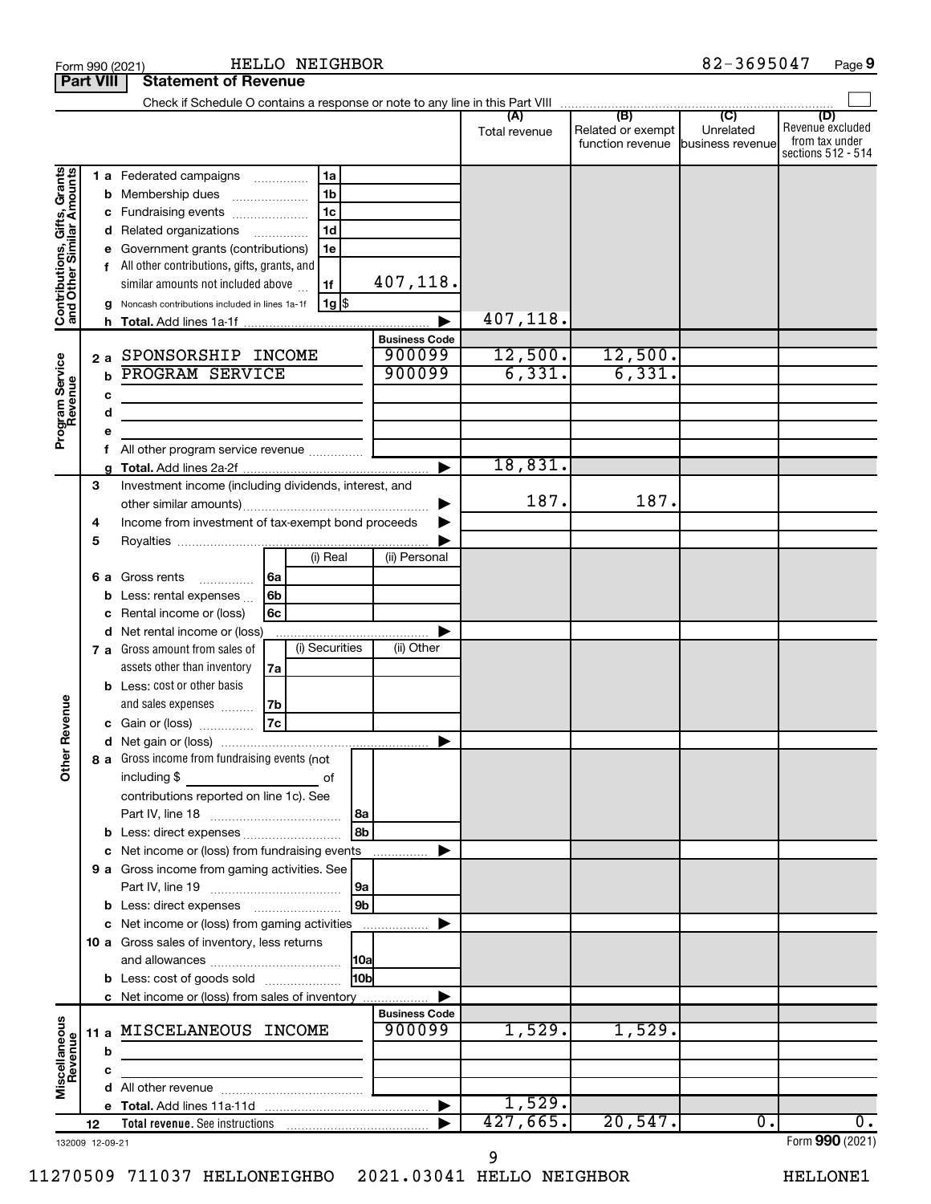Form 990 (2021) HELLO NEIGHBOR 82-3695047 Page 9

**Part VIII Statement of Revenue**

Check if Schedule O contains a response or note to any line in this Part VIII ☐

| | | | (A) Total revenue | (B) Related or exempt function revenue | (C) Unrelated business revenue | (D) Revenue excluded from tax under sections 512 - 514 |
|---|---|---|---|---|---|---|
| **Contributions, Gifts, Grants and Other Similar Amounts** | 1 a Federated campaigns | 1a | | | | |
| | b Membership dues | 1b | | | | |
| | c Fundraising events | 1c | | | | |
| | d Related organizations | 1d | | | | |
| | e Government grants (contributions) | 1e | | | | |
| | f All other contributions, gifts, grants, and similar amounts not included above | 1f 407,118. | | | | |
| | g Noncash contributions included in lines 1a-1f | 1g $ | | | | |
| | h Total. Add lines 1a-1f | | 407,118. | | | |
| **Program Service Revenue** | | Business Code | | | | |
| | 2 a SPONSORSHIP INCOME | 900099 | 12,500. | 12,500. | | |
| | b PROGRAM SERVICE | 900099 | 6,331. | 6,331. | | |
| | c | | | | | |
| | d | | | | | |
| | e | | | | | |
| | f All other program service revenue | | | | | |
| | g Total. Add lines 2a-2f | | 18,831. | | | |
| **Other Revenue** | 3 Investment income (including dividends, interest, and other similar amounts) | | 187. | 187. | | |
| | 4 Income from investment of tax-exempt bond proceeds | | | | | |
| | 5 Royalties | | | | | |
| | | (i) Real / (ii) Personal | | | | |
| | 6 a Gross rents | 6a | | | | |
| | b Less: rental expenses | 6b | | | | |
| | c Rental income or (loss) | 6c | | | | |
| | d Net rental income or (loss) | | | | | |
| | | (i) Securities / (ii) Other | | | | |
| | 7 a Gross amount from sales of assets other than inventory | 7a | | | | |
| | b Less: cost or other basis and sales expenses | 7b | | | | |
| | c Gain or (loss) | 7c | | | | |
| | d Net gain or (loss) | | | | | |
| | 8 a Gross income from fundraising events (not including $ of contributions reported on line 1c). See Part IV, line 18 | 8a | | | | |
| | b Less: direct expenses | 8b | | | | |
| | c Net income or (loss) from fundraising events | | | | | |
| | 9 a Gross income from gaming activities. See Part IV, line 19 | 9a | | | | |
| | b Less: direct expenses | 9b | | | | |
| | c Net income or (loss) from gaming activities | | | | | |
| | 10 a Gross sales of inventory, less returns and allowances | 10a | | | | |
| | b Less: cost of goods sold | 10b | | | | |
| | c Net income or (loss) from sales of inventory | | | | | |
| **Miscellaneous Revenue** | | Business Code | | | | |
| | 11 a MISCELANEOUS INCOME | 900099 | 1,529. | 1,529. | | |
| | b | | | | | |
| | c | | | | | |
| | d All other revenue | | | | | |
| | e Total. Add lines 11a-11d | | 1,529. | | | |
| | 12 Total revenue. See instructions | | 427,665. | 20,547. | 0. | 0. |

132009 12-09-21 Form 990 (2021)

11270509 711037 HELLONEIGHBO 2021.03041 HELLO NEIGHBOR HELLONE1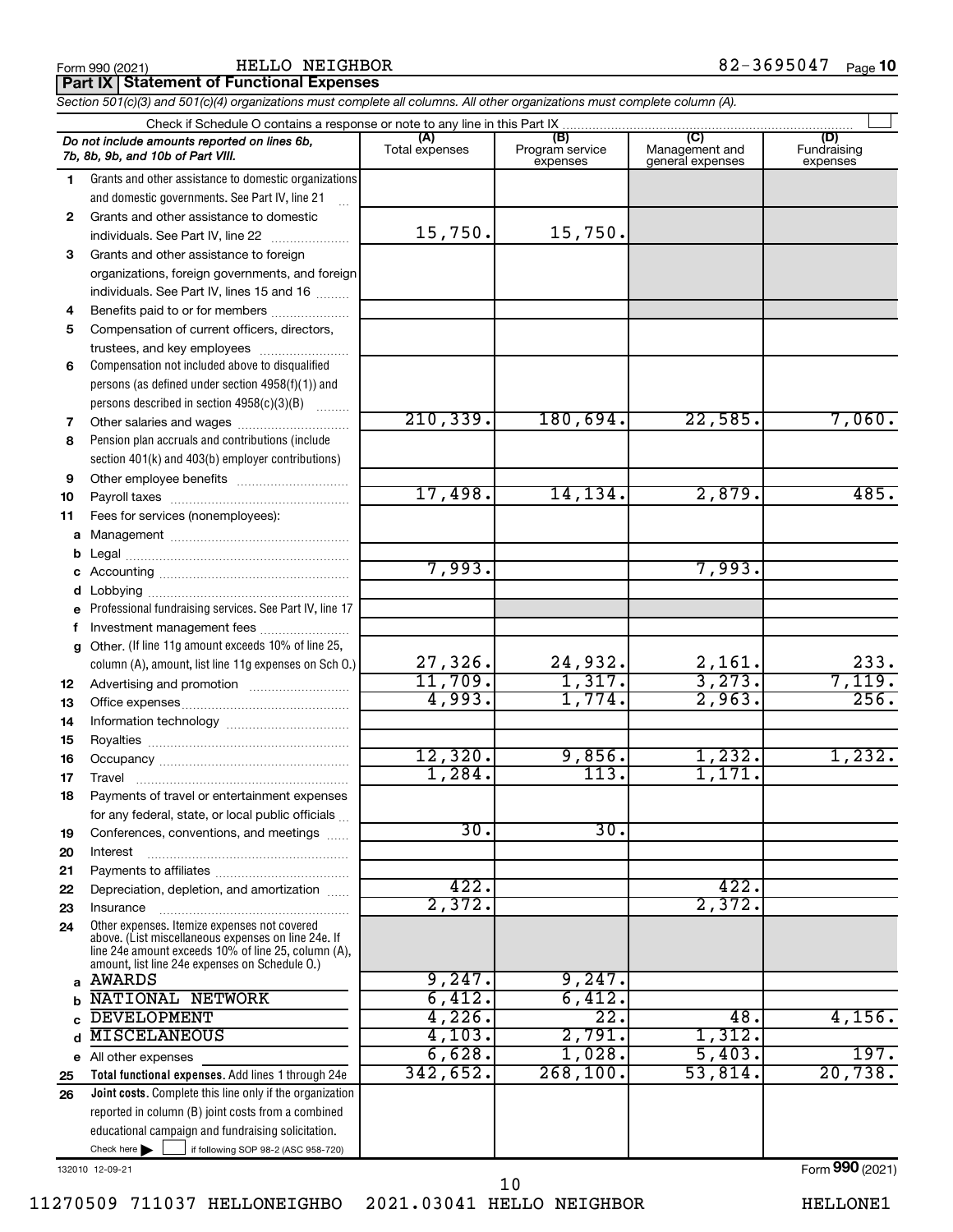Form 990 (2021) HELLO NEIGHBOR 82-3695047 Page 10

## Part IX | Statement of Functional Expenses

*Section 501(c)(3) and 501(c)(4) organizations must complete all columns. All other organizations must complete column (A).*

Check if Schedule O contains a response or note to any line in this Part IX

| | *Do not include amounts reported on lines 6b, 7b, 8b, 9b, and 10b of Part VIII.* | (A) Total expenses | (B) Program service expenses | (C) Management and general expenses | (D) Fundraising expenses |
|---|---|---|---|---|---|
| 1 | Grants and other assistance to domestic organizations and domestic governments. See Part IV, line 21 | | | | |
| 2 | Grants and other assistance to domestic individuals. See Part IV, line 22 | 15,750. | 15,750. | | |
| 3 | Grants and other assistance to foreign organizations, foreign governments, and foreign individuals. See Part IV, lines 15 and 16 | | | | |
| 4 | Benefits paid to or for members | | | | |
| 5 | Compensation of current officers, directors, trustees, and key employees | | | | |
| 6 | Compensation not included above to disqualified persons (as defined under section 4958(f)(1)) and persons described in section 4958(c)(3)(B) | | | | |
| 7 | Other salaries and wages | 210,339. | 180,694. | 22,585. | 7,060. |
| 8 | Pension plan accruals and contributions (include section 401(k) and 403(b) employer contributions) | | | | |
| 9 | Other employee benefits | | | | |
| 10 | Payroll taxes | 17,498. | 14,134. | 2,879. | 485. |
| 11 | Fees for services (nonemployees): | | | | |
| a | Management | | | | |
| b | Legal | | | | |
| c | Accounting | 7,993. | | 7,993. | |
| d | Lobbying | | | | |
| e | Professional fundraising services. See Part IV, line 17 | | | | |
| f | Investment management fees | | | | |
| g | Other. (If line 11g amount exceeds 10% of line 25, column (A), amount, list line 11g expenses on Sch O.) | 27,326. | 24,932. | 2,161. | 233. |
| 12 | Advertising and promotion | 11,709. | 1,317. | 3,273. | 7,119. |
| 13 | Office expenses | 4,993. | 1,774. | 2,963. | 256. |
| 14 | Information technology | | | | |
| 15 | Royalties | | | | |
| 16 | Occupancy | 12,320. | 9,856. | 1,232. | 1,232. |
| 17 | Travel | 1,284. | 113. | 1,171. | |
| 18 | Payments of travel or entertainment expenses for any federal, state, or local public officials | | | | |
| 19 | Conferences, conventions, and meetings | 30. | 30. | | |
| 20 | Interest | | | | |
| 21 | Payments to affiliates | | | | |
| 22 | Depreciation, depletion, and amortization | 422. | | 422. | |
| 23 | Insurance | 2,372. | | 2,372. | |
| 24 | Other expenses. Itemize expenses not covered above. (List miscellaneous expenses on line 24e. If line 24e amount exceeds 10% of line 25, column (A), amount, list line 24e expenses on Schedule O.) | | | | |
| a | AWARDS | 9,247. | 9,247. | | |
| b | NATIONAL NETWORK | 6,412. | 6,412. | | |
| c | DEVELOPMENT | 4,226. | 22. | 48. | 4,156. |
| d | MISCELANEOUS | 4,103. | 2,791. | 1,312. | |
| e | All other expenses | 6,628. | 1,028. | 5,403. | 197. |
| 25 | **Total functional expenses.** Add lines 1 through 24e | 342,652. | 268,100. | 53,814. | 20,738. |
| 26 | **Joint costs.** Complete this line only if the organization reported in column (B) joint costs from a combined educational campaign and fundraising solicitation. Check here ☐ if following SOP 98-2 (ASC 958-720) | | | | |

132010 12-09-21

Form **990** (2021)

11270509 711037 HELLONEIGHBO 2021.03041 HELLO NEIGHBOR HELLONE1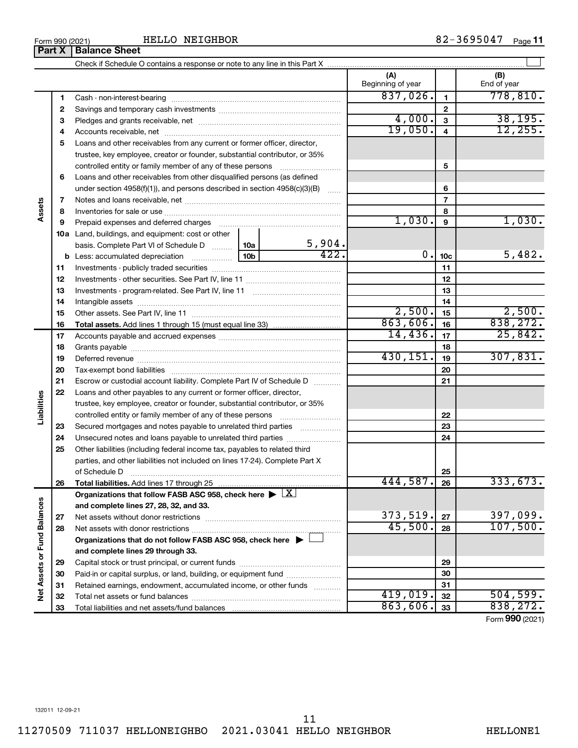Form 990 (2021) HELLO NEIGHBOR 82-3695047 Page 11

**Part X | Balance Sheet**

Check if Schedule O contains a response or note to any line in this Part X ☐

| | | | (A) Beginning of year | | (B) End of year |
|---|---|---|---|---|---|
| **Assets** | 1 | Cash - non-interest-bearing | 837,026. | 1 | 778,810. |
| | 2 | Savings and temporary cash investments | | 2 | |
| | 3 | Pledges and grants receivable, net | 4,000. | 3 | 38,195. |
| | 4 | Accounts receivable, net | 19,050. | 4 | 12,255. |
| | 5 | Loans and other receivables from any current or former officer, director, trustee, key employee, creator or founder, substantial contributor, or 35% controlled entity or family member of any of these persons | | 5 | |
| | 6 | Loans and other receivables from other disqualified persons (as defined under section 4958(f)(1)), and persons described in section 4958(c)(3)(B) | | 6 | |
| | 7 | Notes and loans receivable, net | | 7 | |
| | 8 | Inventories for sale or use | | 8 | |
| | 9 | Prepaid expenses and deferred charges | 1,030. | 9 | 1,030. |
| | 10a | Land, buildings, and equipment: cost or other basis. Complete Part VI of Schedule D 10a 5,904. | | | |
| | b | Less: accumulated depreciation 10b 422. | 0. | 10c | 5,482. |
| | 11 | Investments - publicly traded securities | | 11 | |
| | 12 | Investments - other securities. See Part IV, line 11 | | 12 | |
| | 13 | Investments - program-related. See Part IV, line 11 | | 13 | |
| | 14 | Intangible assets | | 14 | |
| | 15 | Other assets. See Part IV, line 11 | 2,500. | 15 | 2,500. |
| | 16 | **Total assets.** Add lines 1 through 15 (must equal line 33) | 863,606. | 16 | 838,272. |
| **Liabilities** | 17 | Accounts payable and accrued expenses | 14,436. | 17 | 25,842. |
| | 18 | Grants payable | | 18 | |
| | 19 | Deferred revenue | 430,151. | 19 | 307,831. |
| | 20 | Tax-exempt bond liabilities | | 20 | |
| | 21 | Escrow or custodial account liability. Complete Part IV of Schedule D | | 21 | |
| | 22 | Loans and other payables to any current or former officer, director, trustee, key employee, creator or founder, substantial contributor, or 35% controlled entity or family member of any of these persons | | 22 | |
| | 23 | Secured mortgages and notes payable to unrelated third parties | | 23 | |
| | 24 | Unsecured notes and loans payable to unrelated third parties | | 24 | |
| | 25 | Other liabilities (including federal income tax, payables to related third parties, and other liabilities not included on lines 17-24). Complete Part X of Schedule D | | 25 | |
| | 26 | **Total liabilities.** Add lines 17 through 25 | 444,587. | 26 | 333,673. |
| **Net Assets or Fund Balances** | | **Organizations that follow FASB ASC 958, check here ▶ ☒ and complete lines 27, 28, 32, and 33.** | | | |
| | 27 | Net assets without donor restrictions | 373,519. | 27 | 397,099. |
| | 28 | Net assets with donor restrictions | 45,500. | 28 | 107,500. |
| | | **Organizations that do not follow FASB ASC 958, check here ▶ ☐ and complete lines 29 through 33.** | | | |
| | 29 | Capital stock or trust principal, or current funds | | 29 | |
| | 30 | Paid-in or capital surplus, or land, building, or equipment fund | | 30 | |
| | 31 | Retained earnings, endowment, accumulated income, or other funds | | 31 | |
| | 32 | Total net assets or fund balances | 419,019. | 32 | 504,599. |
| | 33 | Total liabilities and net assets/fund balances | 863,606. | 33 | 838,272. |

Form **990** (2021)

132011 12-09-21

11270509 711037 HELLONEIGHBO 2021.03041 HELLO NEIGHBOR HELLONE1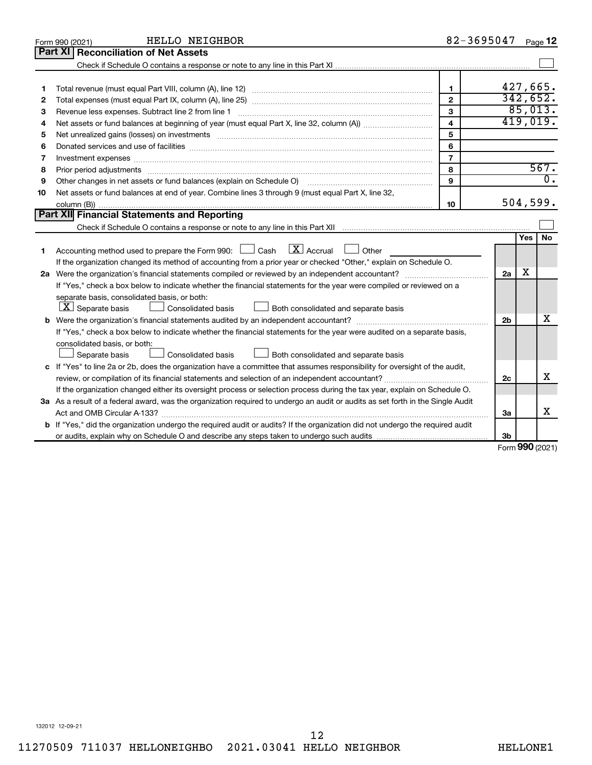Form 990 (2021) HELLO NEIGHBOR 82-3695047 Page **12**

## Part XI Reconciliation of Net Assets

Check if Schedule O contains a response or note to any line in this Part XI ☐

| | | | |
|---|---|---|---|
| 1 | Total revenue (must equal Part VIII, column (A), line 12) | 1 | 427,665. |
| 2 | Total expenses (must equal Part IX, column (A), line 25) | 2 | 342,652. |
| 3 | Revenue less expenses. Subtract line 2 from line 1 | 3 | 85,013. |
| 4 | Net assets or fund balances at beginning of year (must equal Part X, line 32, column (A)) | 4 | 419,019. |
| 5 | Net unrealized gains (losses) on investments | 5 | |
| 6 | Donated services and use of facilities | 6 | |
| 7 | Investment expenses | 7 | |
| 8 | Prior period adjustments | 8 | 567. |
| 9 | Other changes in net assets or fund balances (explain on Schedule O) | 9 | 0. |
| 10 | Net assets or fund balances at end of year. Combine lines 3 through 9 (must equal Part X, line 32, column (B)) | 10 | 504,599. |

## Part XII Financial Statements and Reporting

Check if Schedule O contains a response or note to any line in this Part XII ☐

| | | | Yes | No |
|---|---|---|---|---|
| 1 | Accounting method used to prepare the Form 990: ☐ Cash ☒ Accrual ☐ Other<br>If the organization changed its method of accounting from a prior year or checked "Other," explain on Schedule O. | | | |
| 2a | Were the organization's financial statements compiled or reviewed by an independent accountant?<br>If "Yes," check a box below to indicate whether the financial statements for the year were compiled or reviewed on a separate basis, consolidated basis, or both:<br>☒ Separate basis ☐ Consolidated basis ☐ Both consolidated and separate basis | 2a | X | |
| b | Were the organization's financial statements audited by an independent accountant?<br>If "Yes," check a box below to indicate whether the financial statements for the year were audited on a separate basis, consolidated basis, or both:<br>☐ Separate basis ☐ Consolidated basis ☐ Both consolidated and separate basis | 2b | | X |
| c | If "Yes" to line 2a or 2b, does the organization have a committee that assumes responsibility for oversight of the audit, review, or compilation of its financial statements and selection of an independent accountant?<br>If the organization changed either its oversight process or selection process during the tax year, explain on Schedule O. | 2c | | X |
| 3a | As a result of a federal award, was the organization required to undergo an audit or audits as set forth in the Single Audit Act and OMB Circular A-133? | 3a | | X |
| b | If "Yes," did the organization undergo the required audit or audits? If the organization did not undergo the required audit or audits, explain why on Schedule O and describe any steps taken to undergo such audits | 3b | | |

Form **990** (2021)

132012 12-09-21

11270509 711037 HELLONEIGHBO 2021.03041 HELLO NEIGHBOR HELLONE1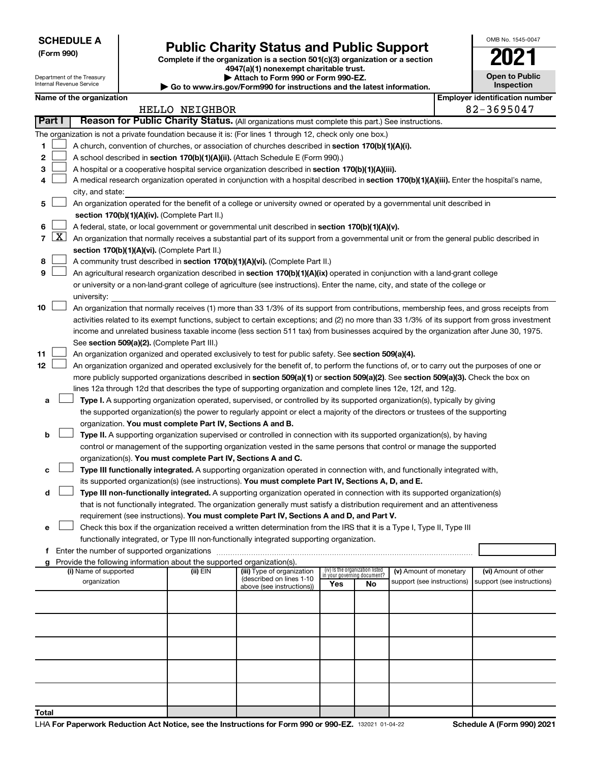**SCHEDULE A**
**(Form 990)**

Department of the Treasury
Internal Revenue Service

# Public Charity Status and Public Support

**Complete if the organization is a section 501(c)(3) organization or a section 4947(a)(1) nonexempt charitable trust.**
**▶ Attach to Form 990 or Form 990-EZ.**
**▶ Go to www.irs.gov/Form990 for instructions and the latest information.**

OMB No. 1545-0047

**2021**

**Open to Public Inspection**

**Name of the organization:** HELLO NEIGHBOR

**Employer identification number:** 82-3695047

**Part I — Reason for Public Charity Status.** (All organizations must complete this part.) See instructions.

The organization is not a private foundation because it is: (For lines 1 through 12, check only one box.)

1. ☐ A church, convention of churches, or association of churches described in **section 170(b)(1)(A)(i).**
2. ☐ A school described in **section 170(b)(1)(A)(ii).** (Attach Schedule E (Form 990).)
3. ☐ A hospital or a cooperative hospital service organization described in **section 170(b)(1)(A)(iii).**
4. ☐ A medical research organization operated in conjunction with a hospital described in **section 170(b)(1)(A)(iii).** Enter the hospital's name, city, and state:
5. ☐ An organization operated for the benefit of a college or university owned or operated by a governmental unit described in **section 170(b)(1)(A)(iv).** (Complete Part II.)
6. ☐ A federal, state, or local government or governmental unit described in **section 170(b)(1)(A)(v).**
7. ☒ An organization that normally receives a substantial part of its support from a governmental unit or from the general public described in **section 170(b)(1)(A)(vi).** (Complete Part II.)
8. ☐ A community trust described in **section 170(b)(1)(A)(vi).** (Complete Part II.)
9. ☐ An agricultural research organization described in **section 170(b)(1)(A)(ix)** operated in conjunction with a land-grant college or university or a non-land-grant college of agriculture (see instructions). Enter the name, city, and state of the college or university:
10. ☐ An organization that normally receives (1) more than 33 1/3% of its support from contributions, membership fees, and gross receipts from activities related to its exempt functions, subject to certain exceptions; and (2) no more than 33 1/3% of its support from gross investment income and unrelated business taxable income (less section 511 tax) from businesses acquired by the organization after June 30, 1975. See **section 509(a)(2).** (Complete Part III.)
11. ☐ An organization organized and operated exclusively to test for public safety. See **section 509(a)(4).**
12. ☐ An organization organized and operated exclusively for the benefit of, to perform the functions of, or to carry out the purposes of one or more publicly supported organizations described in **section 509(a)(1)** or **section 509(a)(2).** See **section 509(a)(3).** Check the box on lines 12a through 12d that describes the type of supporting organization and complete lines 12e, 12f, and 12g.
   - **a** ☐ **Type I.** A supporting organization operated, supervised, or controlled by its supported organization(s), typically by giving the supported organization(s) the power to regularly appoint or elect a majority of the directors or trustees of the supporting organization. **You must complete Part IV, Sections A and B.**
   - **b** ☐ **Type II.** A supporting organization supervised or controlled in connection with its supported organization(s), by having control or management of the supporting organization vested in the same persons that control or manage the supported organization(s). **You must complete Part IV, Sections A and C.**
   - **c** ☐ **Type III functionally integrated.** A supporting organization operated in connection with, and functionally integrated with, its supported organization(s) (see instructions). **You must complete Part IV, Sections A, D, and E.**
   - **d** ☐ **Type III non-functionally integrated.** A supporting organization operated in connection with its supported organization(s) that is not functionally integrated. The organization generally must satisfy a distribution requirement and an attentiveness requirement (see instructions). **You must complete Part IV, Sections A and D, and Part V.**
   - **e** ☐ Check this box if the organization received a written determination from the IRS that it is a Type I, Type II, Type III functionally integrated, or Type III non-functionally integrated supporting organization.
   - **f** Enter the number of supported organizations
   - **g** Provide the following information about the supported organization(s).

| (i) Name of supported organization | (ii) EIN | (iii) Type of organization (described on lines 1-10 above (see instructions)) | (iv) Is the organization listed in your governing document? Yes | No | (v) Amount of monetary support (see instructions) | (vi) Amount of other support (see instructions) |
|---|---|---|---|---|---|---|
| | | | | | | |
| | | | | | | |
| | | | | | | |
| | | | | | | |
| | | | | | | |
| **Total** | | | | | | |

LHA **For Paperwork Reduction Act Notice, see the Instructions for Form 990 or 990-EZ.** 132021 01-04-22 **Schedule A (Form 990) 2021**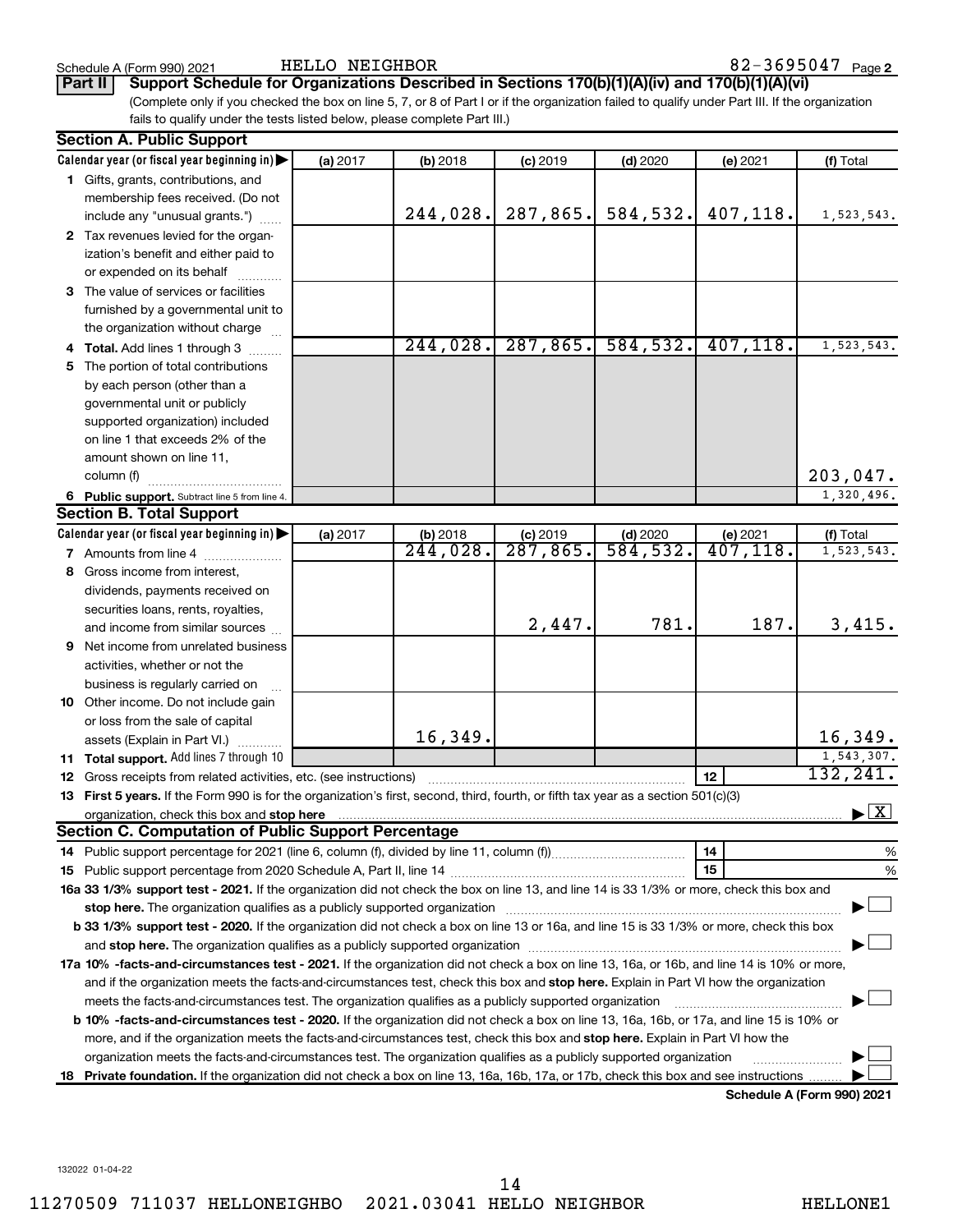Schedule A (Form 990) 2021 HELLO NEIGHBOR 82-3695047 Page 2

**Part II** **Support Schedule for Organizations Described in Sections 170(b)(1)(A)(iv) and 170(b)(1)(A)(vi)**

(Complete only if you checked the box on line 5, 7, or 8 of Part I or if the organization failed to qualify under Part III. If the organization fails to qualify under the tests listed below, please complete Part III.)

## Section A. Public Support

| Calendar year (or fiscal year beginning in) | (a) 2017 | (b) 2018 | (c) 2019 | (d) 2020 | (e) 2021 | (f) Total |
|---|---|---|---|---|---|---|
| **1** Gifts, grants, contributions, and membership fees received. (Do not include any "unusual grants.") | | 244,028. | 287,865. | 584,532. | 407,118. | 1,523,543. |
| **2** Tax revenues levied for the organization's benefit and either paid to or expended on its behalf | | | | | | |
| **3** The value of services or facilities furnished by a governmental unit to the organization without charge | | | | | | |
| **4** **Total.** Add lines 1 through 3 | | 244,028. | 287,865. | 584,532. | 407,118. | 1,523,543. |
| **5** The portion of total contributions by each person (other than a governmental unit or publicly supported organization) included on line 1 that exceeds 2% of the amount shown on line 11, column (f) | | | | | | 203,047. |
| **6** **Public support.** Subtract line 5 from line 4. | | | | | | 1,320,496. |

## Section B. Total Support

| Calendar year (or fiscal year beginning in) | (a) 2017 | (b) 2018 | (c) 2019 | (d) 2020 | (e) 2021 | (f) Total |
|---|---|---|---|---|---|---|
| **7** Amounts from line 4 | | 244,028. | 287,865. | 584,532. | 407,118. | 1,523,543. |
| **8** Gross income from interest, dividends, payments received on securities loans, rents, royalties, and income from similar sources | | | 2,447. | 781. | 187. | 3,415. |
| **9** Net income from unrelated business activities, whether or not the business is regularly carried on | | | | | | |
| **10** Other income. Do not include gain or loss from the sale of capital assets (Explain in Part VI.) | | 16,349. | | | | 16,349. |
| **11** **Total support.** Add lines 7 through 10 | | | | | | 1,543,307. |

**12** Gross receipts from related activities, etc. (see instructions) — **12** — 132,241.

**13** **First 5 years.** If the Form 990 is for the organization's first, second, third, fourth, or fifth tax year as a section 501(c)(3) organization, check this box and **stop here** ▶ [X]

## Section C. Computation of Public Support Percentage

**14** Public support percentage for 2021 (line 6, column (f), divided by line 11, column (f)) — **14** — %

**15** Public support percentage from 2020 Schedule A, Part II, line 14 — **15** — %

**16a** **33 1/3% support test - 2021.** If the organization did not check the box on line 13, and line 14 is 33 1/3% or more, check this box and **stop here.** The organization qualifies as a publicly supported organization ▶ [ ]

**b** **33 1/3% support test - 2020.** If the organization did not check a box on line 13 or 16a, and line 15 is 33 1/3% or more, check this box and **stop here.** The organization qualifies as a publicly supported organization ▶ [ ]

**17a** **10% -facts-and-circumstances test - 2021.** If the organization did not check a box on line 13, 16a, or 16b, and line 14 is 10% or more, and if the organization meets the facts-and-circumstances test, check this box and **stop here.** Explain in Part VI how the organization meets the facts-and-circumstances test. The organization qualifies as a publicly supported organization ▶ [ ]

**b** **10% -facts-and-circumstances test - 2020.** If the organization did not check a box on line 13, 16a, 16b, or 17a, and line 15 is 10% or more, and if the organization meets the facts-and-circumstances test, check this box and **stop here.** Explain in Part VI how the organization meets the facts-and-circumstances test. The organization qualifies as a publicly supported organization ▶ [ ]

**18** **Private foundation.** If the organization did not check a box on line 13, 16a, 16b, 17a, or 17b, check this box and see instructions ▶ [ ]

**Schedule A (Form 990) 2021**

132022 01-04-22

11270509 711037 HELLONEIGHBO 2021.03041 HELLO NEIGHBOR HELLONE1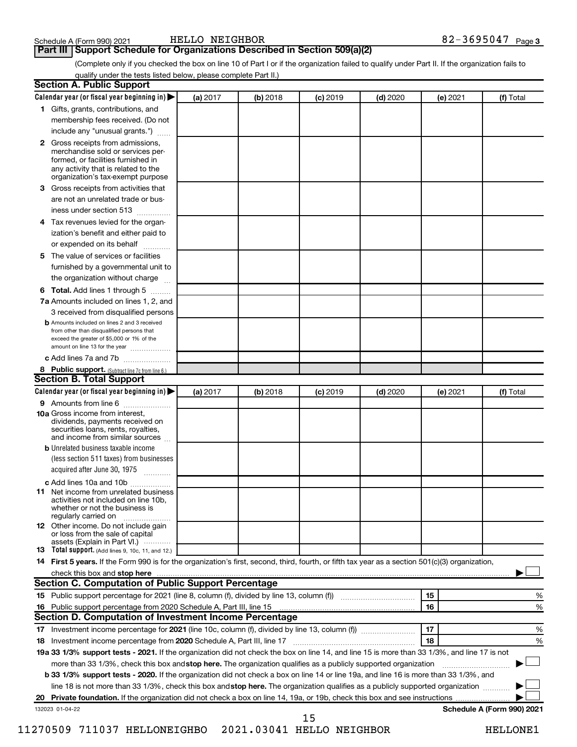Schedule A (Form 990) 2021 HELLO NEIGHBOR 82-3695047 Page 3

## Part III Support Schedule for Organizations Described in Section 509(a)(2)

(Complete only if you checked the box on line 10 of Part I or if the organization failed to qualify under Part II. If the organization fails to qualify under the tests listed below, please complete Part II.)

### Section A. Public Support

| Calendar year (or fiscal year beginning in) ▶ | (a) 2017 | (b) 2018 | (c) 2019 | (d) 2020 | (e) 2021 | (f) Total |
|---|---|---|---|---|---|---|
| **1** Gifts, grants, contributions, and membership fees received. (Do not include any "unusual grants.") | | | | | | |
| **2** Gross receipts from admissions, merchandise sold or services performed, or facilities furnished in any activity that is related to the organization's tax-exempt purpose | | | | | | |
| **3** Gross receipts from activities that are not an unrelated trade or business under section 513 | | | | | | |
| **4** Tax revenues levied for the organization's benefit and either paid to or expended on its behalf | | | | | | |
| **5** The value of services or facilities furnished by a governmental unit to the organization without charge | | | | | | |
| **6 Total.** Add lines 1 through 5 | | | | | | |
| **7a** Amounts included on lines 1, 2, and 3 received from disqualified persons | | | | | | |
| **b** Amounts included on lines 2 and 3 received from other than disqualified persons that exceed the greater of $5,000 or 1% of the amount on line 13 for the year | | | | | | |
| **c** Add lines 7a and 7b | | | | | | |
| **8 Public support.** (Subtract line 7c from line 6.) | | | | | | |

### Section B. Total Support

| Calendar year (or fiscal year beginning in) ▶ | (a) 2017 | (b) 2018 | (c) 2019 | (d) 2020 | (e) 2021 | (f) Total |
|---|---|---|---|---|---|---|
| **9** Amounts from line 6 | | | | | | |
| **10a** Gross income from interest, dividends, payments received on securities loans, rents, royalties, and income from similar sources | | | | | | |
| **b** Unrelated business taxable income (less section 511 taxes) from businesses acquired after June 30, 1975 | | | | | | |
| **c** Add lines 10a and 10b | | | | | | |
| **11** Net income from unrelated business activities not included on line 10b, whether or not the business is regularly carried on | | | | | | |
| **12** Other income. Do not include gain or loss from the sale of capital assets (Explain in Part VI.) | | | | | | |
| **13 Total support.** (Add lines 9, 10c, 11, and 12.) | | | | | | |

**14 First 5 years.** If the Form 990 is for the organization's first, second, third, fourth, or fifth tax year as a section 501(c)(3) organization, check this box and **stop here** ▶ ☐

### Section C. Computation of Public Support Percentage

| | | | |
|---|---|---|---|
| **15** Public support percentage for 2021 (line 8, column (f), divided by line 13, column (f)) | 15 | | % |
| **16** Public support percentage from 2020 Schedule A, Part III, line 15 | 16 | | % |

### Section D. Computation of Investment Income Percentage

| | | | |
|---|---|---|---|
| **17** Investment income percentage for **2021** (line 10c, column (f), divided by line 13, column (f)) | 17 | | % |
| **18** Investment income percentage from **2020** Schedule A, Part III, line 17 | 18 | | % |

**19a 33 1/3% support tests - 2021.** If the organization did not check the box on line 14, and line 15 is more than 33 1/3%, and line 17 is not more than 33 1/3%, check this box and **stop here.** The organization qualifies as a publicly supported organization ▶ ☐

**b 33 1/3% support tests - 2020.** If the organization did not check a box on line 14 or line 19a, and line 16 is more than 33 1/3%, and line 18 is not more than 33 1/3%, check this box and **stop here.** The organization qualifies as a publicly supported organization ▶ ☐

**20 Private foundation.** If the organization did not check a box on line 14, 19a, or 19b, check this box and see instructions ▶ ☐

132023 01-04-22 **Schedule A (Form 990) 2021**

11270509 711037 HELLONEIGHBO 2021.03041 HELLO NEIGHBOR HELLONE1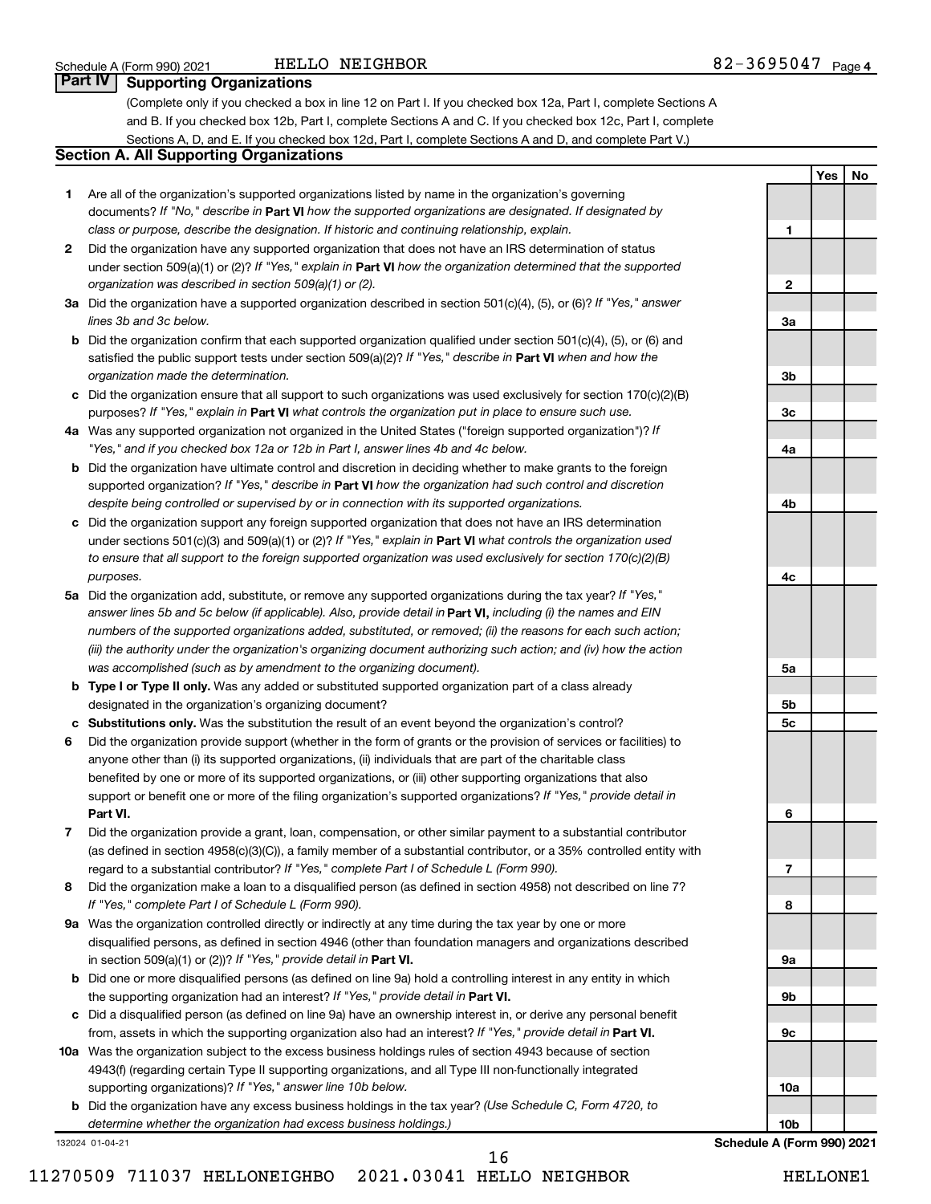Schedule A (Form 990) 2021 HELLO NEIGHBOR 82-3695047 Page 4

## Part IV Supporting Organizations

(Complete only if you checked a box in line 12 on Part I. If you checked box 12a, Part I, complete Sections A and B. If you checked box 12b, Part I, complete Sections A and C. If you checked box 12c, Part I, complete Sections A, D, and E. If you checked box 12d, Part I, complete Sections A and D, and complete Part V.)

### Section A. All Supporting Organizations

| | | Line | Yes | No |
|---|---|---|---|---|
| **1** | Are all of the organization's supported organizations listed by name in the organization's governing documents? *If "No," describe in* **Part VI** *how the supported organizations are designated. If designated by class or purpose, describe the designation. If historic and continuing relationship, explain.* | **1** | | |
| **2** | Did the organization have any supported organization that does not have an IRS determination of status under section 509(a)(1) or (2)? *If "Yes," explain in* **Part VI** *how the organization determined that the supported organization was described in section 509(a)(1) or (2).* | **2** | | |
| **3a** | Did the organization have a supported organization described in section 501(c)(4), (5), or (6)? *If "Yes," answer lines 3b and 3c below.* | **3a** | | |
| **b** | Did the organization confirm that each supported organization qualified under section 501(c)(4), (5), or (6) and satisfied the public support tests under section 509(a)(2)? *If "Yes," describe in* **Part VI** *when and how the organization made the determination.* | **3b** | | |
| **c** | Did the organization ensure that all support to such organizations was used exclusively for section 170(c)(2)(B) purposes? *If "Yes," explain in* **Part VI** *what controls the organization put in place to ensure such use.* | **3c** | | |
| **4a** | Was any supported organization not organized in the United States ("foreign supported organization")? *If "Yes," and if you checked box 12a or 12b in Part I, answer lines 4b and 4c below.* | **4a** | | |
| **b** | Did the organization have ultimate control and discretion in deciding whether to make grants to the foreign supported organization? *If "Yes," describe in* **Part VI** *how the organization had such control and discretion despite being controlled or supervised by or in connection with its supported organizations.* | **4b** | | |
| **c** | Did the organization support any foreign supported organization that does not have an IRS determination under sections 501(c)(3) and 509(a)(1) or (2)? *If "Yes," explain in* **Part VI** *what controls the organization used to ensure that all support to the foreign supported organization was used exclusively for section 170(c)(2)(B) purposes.* | **4c** | | |
| **5a** | Did the organization add, substitute, or remove any supported organizations during the tax year? *If "Yes," answer lines 5b and 5c below (if applicable). Also, provide detail in* **Part VI,** *including (i) the names and EIN numbers of the supported organizations added, substituted, or removed; (ii) the reasons for each such action; (iii) the authority under the organization's organizing document authorizing such action; and (iv) how the action was accomplished (such as by amendment to the organizing document).* | **5a** | | |
| **b** | **Type I or Type II only.** Was any added or substituted supported organization part of a class already designated in the organization's organizing document? | **5b** | | |
| **c** | **Substitutions only.** Was the substitution the result of an event beyond the organization's control? | **5c** | | |
| **6** | Did the organization provide support (whether in the form of grants or the provision of services or facilities) to anyone other than (i) its supported organizations, (ii) individuals that are part of the charitable class benefited by one or more of its supported organizations, or (iii) other supporting organizations that also support or benefit one or more of the filing organization's supported organizations? *If "Yes," provide detail in* **Part VI.** | **6** | | |
| **7** | Did the organization provide a grant, loan, compensation, or other similar payment to a substantial contributor (as defined in section 4958(c)(3)(C)), a family member of a substantial contributor, or a 35% controlled entity with regard to a substantial contributor? *If "Yes," complete Part I of Schedule L (Form 990).* | **7** | | |
| **8** | Did the organization make a loan to a disqualified person (as defined in section 4958) not described on line 7? *If "Yes," complete Part I of Schedule L (Form 990).* | **8** | | |
| **9a** | Was the organization controlled directly or indirectly at any time during the tax year by one or more disqualified persons, as defined in section 4946 (other than foundation managers and organizations described in section 509(a)(1) or (2))? *If "Yes," provide detail in* **Part VI.** | **9a** | | |
| **b** | Did one or more disqualified persons (as defined on line 9a) hold a controlling interest in any entity in which the supporting organization had an interest? *If "Yes," provide detail in* **Part VI.** | **9b** | | |
| **c** | Did a disqualified person (as defined on line 9a) have an ownership interest in, or derive any personal benefit from, assets in which the supporting organization also had an interest? *If "Yes," provide detail in* **Part VI.** | **9c** | | |
| **10a** | Was the organization subject to the excess business holdings rules of section 4943 because of section 4943(f) (regarding certain Type II supporting organizations, and all Type III non-functionally integrated supporting organizations)? *If "Yes," answer line 10b below.* | **10a** | | |
| **b** | Did the organization have any excess business holdings in the tax year? *(Use Schedule C, Form 4720, to determine whether the organization had excess business holdings.)* | **10b** | | |

132024 01-04-21 **Schedule A (Form 990) 2021**

11270509 711037 HELLONEIGHBO 2021.03041 HELLO NEIGHBOR HELLONE1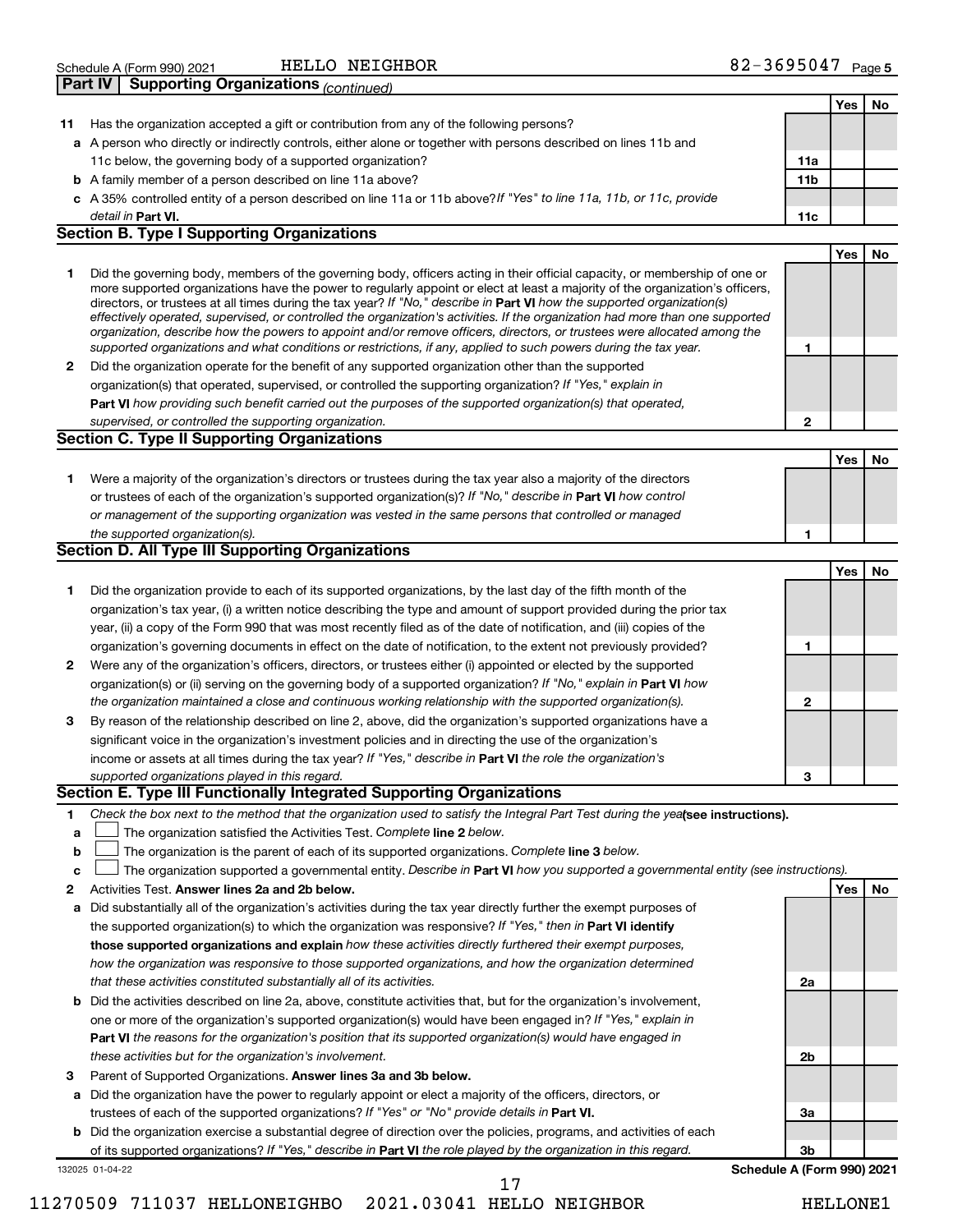Schedule A (Form 990) 2021 HELLO NEIGHBOR 82-3695047 Page 5

**Part IV | Supporting Organizations** *(continued)*

| | | | Yes | No |
|---|---|---|---|---|
| **11** | Has the organization accepted a gift or contribution from any of the following persons? | | | |
| **a** | A person who directly or indirectly controls, either alone or together with persons described on lines 11b and 11c below, the governing body of a supported organization? | **11a** | | |
| **b** | A family member of a person described on line 11a above? | **11b** | | |
| **c** | A 35% controlled entity of a person described on line 11a or 11b above? *If "Yes" to line 11a, 11b, or 11c, provide detail in* **Part VI.** | **11c** | | |

**Section B. Type I Supporting Organizations**

| | | | Yes | No |
|---|---|---|---|---|
| **1** | Did the governing body, members of the governing body, officers acting in their official capacity, or membership of one or more supported organizations have the power to regularly appoint or elect at least a majority of the organization's officers, directors, or trustees at all times during the tax year? *If "No," describe in* **Part VI** *how the supported organization(s) effectively operated, supervised, or controlled the organization's activities. If the organization had more than one supported organization, describe how the powers to appoint and/or remove officers, directors, or trustees were allocated among the supported organizations and what conditions or restrictions, if any, applied to such powers during the tax year.* | **1** | | |
| **2** | Did the organization operate for the benefit of any supported organization other than the supported organization(s) that operated, supervised, or controlled the supporting organization? *If "Yes," explain in* **Part VI** *how providing such benefit carried out the purposes of the supported organization(s) that operated, supervised, or controlled the supporting organization.* | **2** | | |

**Section C. Type II Supporting Organizations**

| | | | Yes | No |
|---|---|---|---|---|
| **1** | Were a majority of the organization's directors or trustees during the tax year also a majority of the directors or trustees of each of the organization's supported organization(s)? *If "No," describe in* **Part VI** *how control or management of the supporting organization was vested in the same persons that controlled or managed the supported organization(s).* | **1** | | |

**Section D. All Type III Supporting Organizations**

| | | | Yes | No |
|---|---|---|---|---|
| **1** | Did the organization provide to each of its supported organizations, by the last day of the fifth month of the organization's tax year, (i) a written notice describing the type and amount of support provided during the prior tax year, (ii) a copy of the Form 990 that was most recently filed as of the date of notification, and (iii) copies of the organization's governing documents in effect on the date of notification, to the extent not previously provided? | **1** | | |
| **2** | Were any of the organization's officers, directors, or trustees either (i) appointed or elected by the supported organization(s) or (ii) serving on the governing body of a supported organization? *If "No," explain in* **Part VI** *how the organization maintained a close and continuous working relationship with the supported organization(s).* | **2** | | |
| **3** | By reason of the relationship described on line 2, above, did the organization's supported organizations have a significant voice in the organization's investment policies and in directing the use of the organization's income or assets at all times during the tax year? *If "Yes," describe in* **Part VI** *the role the organization's supported organizations played in this regard.* | **3** | | |

**Section E. Type III Functionally Integrated Supporting Organizations**

**1** *Check the box next to the method that the organization used to satisfy the Integral Part Test during the year* **(see instructions).**

**a** ☐ The organization satisfied the Activities Test. *Complete* **line 2** *below.*

**b** ☐ The organization is the parent of each of its supported organizations. *Complete* **line 3** *below.*

**c** ☐ The organization supported a governmental entity. *Describe in* **Part VI** *how you supported a governmental entity (see instructions).*

| | | | Yes | No |
|---|---|---|---|---|
| **2** | Activities Test. **Answer lines 2a and 2b below.** | | | |
| **a** | Did substantially all of the organization's activities during the tax year directly further the exempt purposes of the supported organization(s) to which the organization was responsive? *If "Yes," then in* **Part VI identify those supported organizations and explain** *how these activities directly furthered their exempt purposes, how the organization was responsive to those supported organizations, and how the organization determined that these activities constituted substantially all of its activities.* | **2a** | | |
| **b** | Did the activities described on line 2a, above, constitute activities that, but for the organization's involvement, one or more of the organization's supported organization(s) would have been engaged in? *If "Yes," explain in* **Part VI** *the reasons for the organization's position that its supported organization(s) would have engaged in these activities but for the organization's involvement.* | **2b** | | |
| **3** | Parent of Supported Organizations. **Answer lines 3a and 3b below.** | | | |
| **a** | Did the organization have the power to regularly appoint or elect a majority of the officers, directors, or trustees of each of the supported organizations? *If "Yes" or "No" provide details in* **Part VI.** | **3a** | | |
| **b** | Did the organization exercise a substantial degree of direction over the policies, programs, and activities of each of its supported organizations? *If "Yes," describe in* **Part VI** *the role played by the organization in this regard.* | **3b** | | |

132025 01-04-22 **Schedule A (Form 990) 2021**

11270509 711037 HELLONEIGHBO 2021.03041 HELLO NEIGHBOR HELLONE1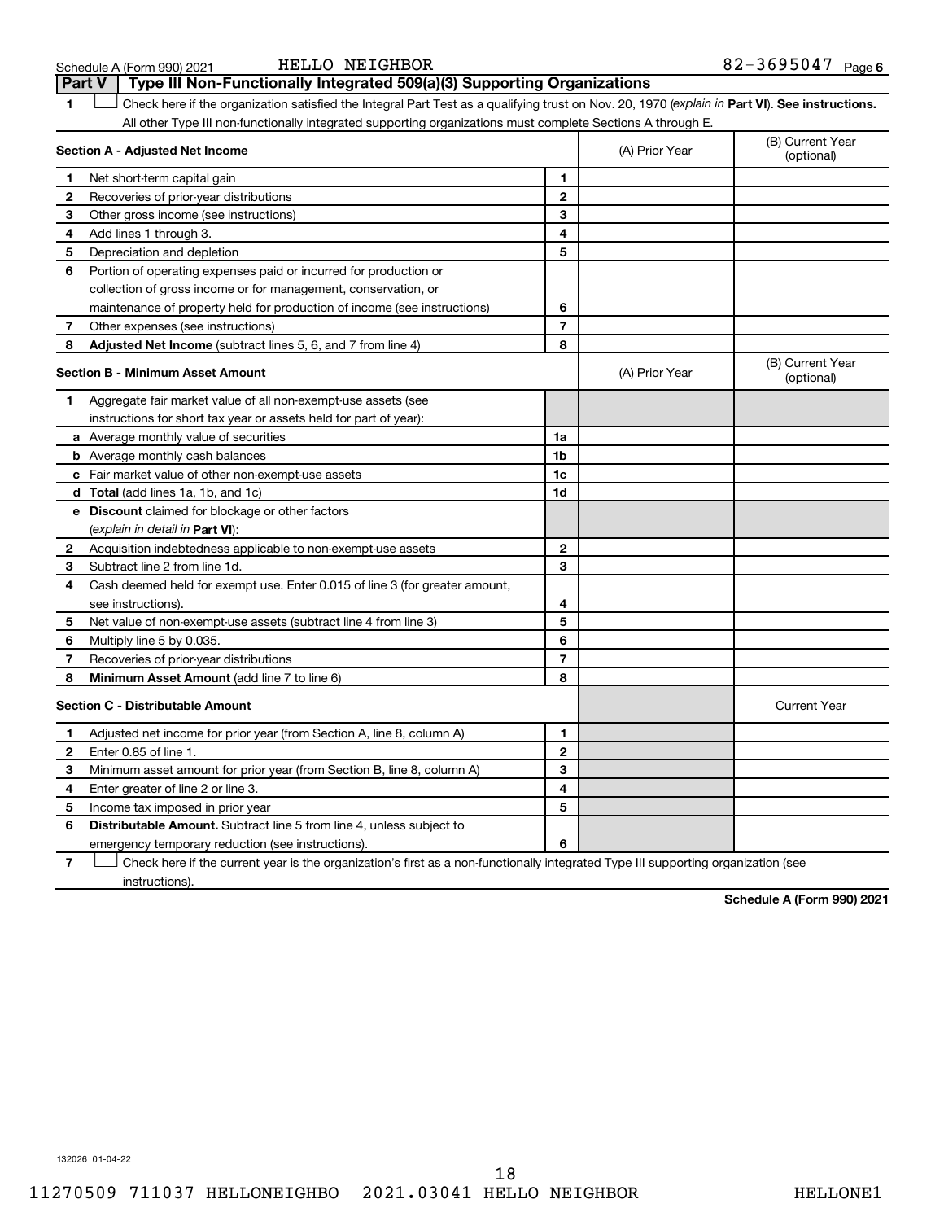Schedule A (Form 990) 2021 HELLO NEIGHBOR 82-3695047 Page 6

## Part V Type III Non-Functionally Integrated 509(a)(3) Supporting Organizations

1 ☐ Check here if the organization satisfied the Integral Part Test as a qualifying trust on Nov. 20, 1970 (*explain in* **Part VI**). **See instructions.** All other Type III non-functionally integrated supporting organizations must complete Sections A through E.

| **Section A - Adjusted Net Income** | | | (A) Prior Year | (B) Current Year (optional) |
|---|---|---|---|---|
| 1 | Net short-term capital gain | 1 | | |
| 2 | Recoveries of prior-year distributions | 2 | | |
| 3 | Other gross income (see instructions) | 3 | | |
| 4 | Add lines 1 through 3. | 4 | | |
| 5 | Depreciation and depletion | 5 | | |
| 6 | Portion of operating expenses paid or incurred for production or collection of gross income or for management, conservation, or maintenance of property held for production of income (see instructions) | 6 | | |
| 7 | Other expenses (see instructions) | 7 | | |
| 8 | **Adjusted Net Income** (subtract lines 5, 6, and 7 from line 4) | 8 | | |

| **Section B - Minimum Asset Amount** | | | (A) Prior Year | (B) Current Year (optional) |
|---|---|---|---|---|
| 1 | Aggregate fair market value of all non-exempt-use assets (see instructions for short tax year or assets held for part of year): | | | |
| a | Average monthly value of securities | 1a | | |
| b | Average monthly cash balances | 1b | | |
| c | Fair market value of other non-exempt-use assets | 1c | | |
| d | **Total** (add lines 1a, 1b, and 1c) | 1d | | |
| e | **Discount** claimed for blockage or other factors (*explain in detail in* **Part VI**): | | | |
| 2 | Acquisition indebtedness applicable to non-exempt-use assets | 2 | | |
| 3 | Subtract line 2 from line 1d. | 3 | | |
| 4 | Cash deemed held for exempt use. Enter 0.015 of line 3 (for greater amount, see instructions). | 4 | | |
| 5 | Net value of non-exempt-use assets (subtract line 4 from line 3) | 5 | | |
| 6 | Multiply line 5 by 0.035. | 6 | | |
| 7 | Recoveries of prior-year distributions | 7 | | |
| 8 | **Minimum Asset Amount** (add line 7 to line 6) | 8 | | |

| **Section C - Distributable Amount** | | | | Current Year |
|---|---|---|---|---|
| 1 | Adjusted net income for prior year (from Section A, line 8, column A) | 1 | | |
| 2 | Enter 0.85 of line 1. | 2 | | |
| 3 | Minimum asset amount for prior year (from Section B, line 8, column A) | 3 | | |
| 4 | Enter greater of line 2 or line 3. | 4 | | |
| 5 | Income tax imposed in prior year | 5 | | |
| 6 | **Distributable Amount.** Subtract line 5 from line 4, unless subject to emergency temporary reduction (see instructions). | 6 | | |

7 ☐ Check here if the current year is the organization's first as a non-functionally integrated Type III supporting organization (see instructions).

**Schedule A (Form 990) 2021**

132026 01-04-22

11270509 711037 HELLONEIGHBO 2021.03041 HELLO NEIGHBOR HELLONE1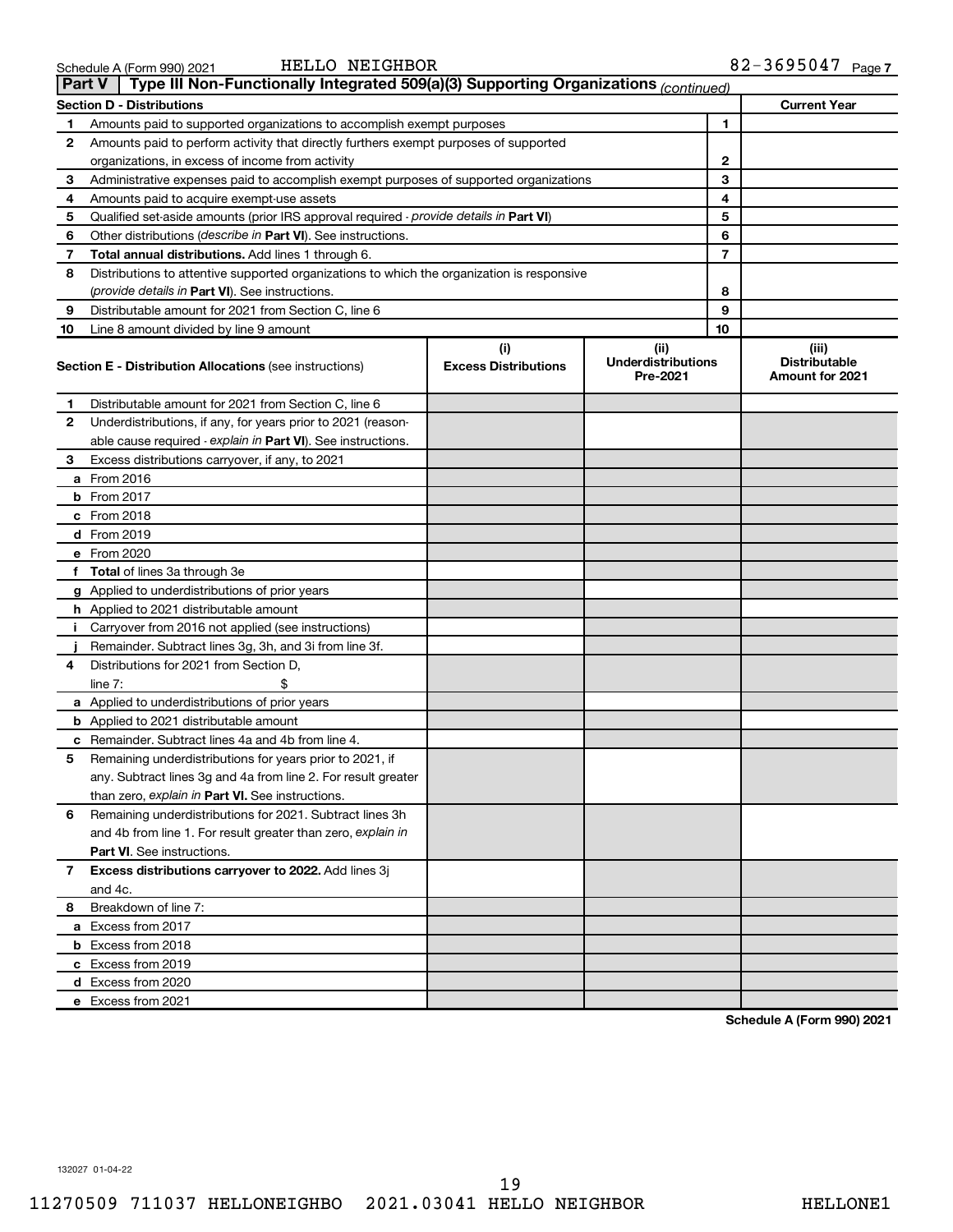Schedule A (Form 990) 2021 HELLO NEIGHBOR 82-3695047 Page 7

## Part V Type III Non-Functionally Integrated 509(a)(3) Supporting Organizations *(continued)*

| Section D - Distributions | | | Current Year |
|---|---|---|---|
| 1 | Amounts paid to supported organizations to accomplish exempt purposes | 1 | |
| 2 | Amounts paid to perform activity that directly furthers exempt purposes of supported organizations, in excess of income from activity | 2 | |
| 3 | Administrative expenses paid to accomplish exempt purposes of supported organizations | 3 | |
| 4 | Amounts paid to acquire exempt-use assets | 4 | |
| 5 | Qualified set-aside amounts (prior IRS approval required - *provide details in* **Part VI**) | 5 | |
| 6 | Other distributions (*describe in* **Part VI**). See instructions. | 6 | |
| 7 | **Total annual distributions.** Add lines 1 through 6. | 7 | |
| 8 | Distributions to attentive supported organizations to which the organization is responsive (*provide details in* **Part VI**). See instructions. | 8 | |
| 9 | Distributable amount for 2021 from Section C, line 6 | 9 | |
| 10 | Line 8 amount divided by line 9 amount | 10 | |

| | **Section E - Distribution Allocations** (see instructions) | (i) Excess Distributions | (ii) Underdistributions Pre-2021 | (iii) Distributable Amount for 2021 |
|---|---|---|---|---|
| 1 | Distributable amount for 2021 from Section C, line 6 | | | |
| 2 | Underdistributions, if any, for years prior to 2021 (reasonable cause required - *explain in* **Part VI**). See instructions. | | | |
| 3 | Excess distributions carryover, if any, to 2021 | | | |
| a | From 2016 | | | |
| b | From 2017 | | | |
| c | From 2018 | | | |
| d | From 2019 | | | |
| e | From 2020 | | | |
| f | **Total** of lines 3a through 3e | | | |
| g | Applied to underdistributions of prior years | | | |
| h | Applied to 2021 distributable amount | | | |
| i | Carryover from 2016 not applied (see instructions) | | | |
| j | Remainder. Subtract lines 3g, 3h, and 3i from line 3f. | | | |
| 4 | Distributions for 2021 from Section D, line 7: $ | | | |
| a | Applied to underdistributions of prior years | | | |
| b | Applied to 2021 distributable amount | | | |
| c | Remainder. Subtract lines 4a and 4b from line 4. | | | |
| 5 | Remaining underdistributions for years prior to 2021, if any. Subtract lines 3g and 4a from line 2. For result greater than zero, *explain in* **Part VI.** See instructions. | | | |
| 6 | Remaining underdistributions for 2021. Subtract lines 3h and 4b from line 1. For result greater than zero, *explain in* **Part VI**. See instructions. | | | |
| 7 | **Excess distributions carryover to 2022.** Add lines 3j and 4c. | | | |
| 8 | Breakdown of line 7: | | | |
| a | Excess from 2017 | | | |
| b | Excess from 2018 | | | |
| c | Excess from 2019 | | | |
| d | Excess from 2020 | | | |
| e | Excess from 2021 | | | |

**Schedule A (Form 990) 2021**

132027 01-04-22

11270509 711037 HELLONEIGHBO 2021.03041 HELLO NEIGHBOR HELLONE1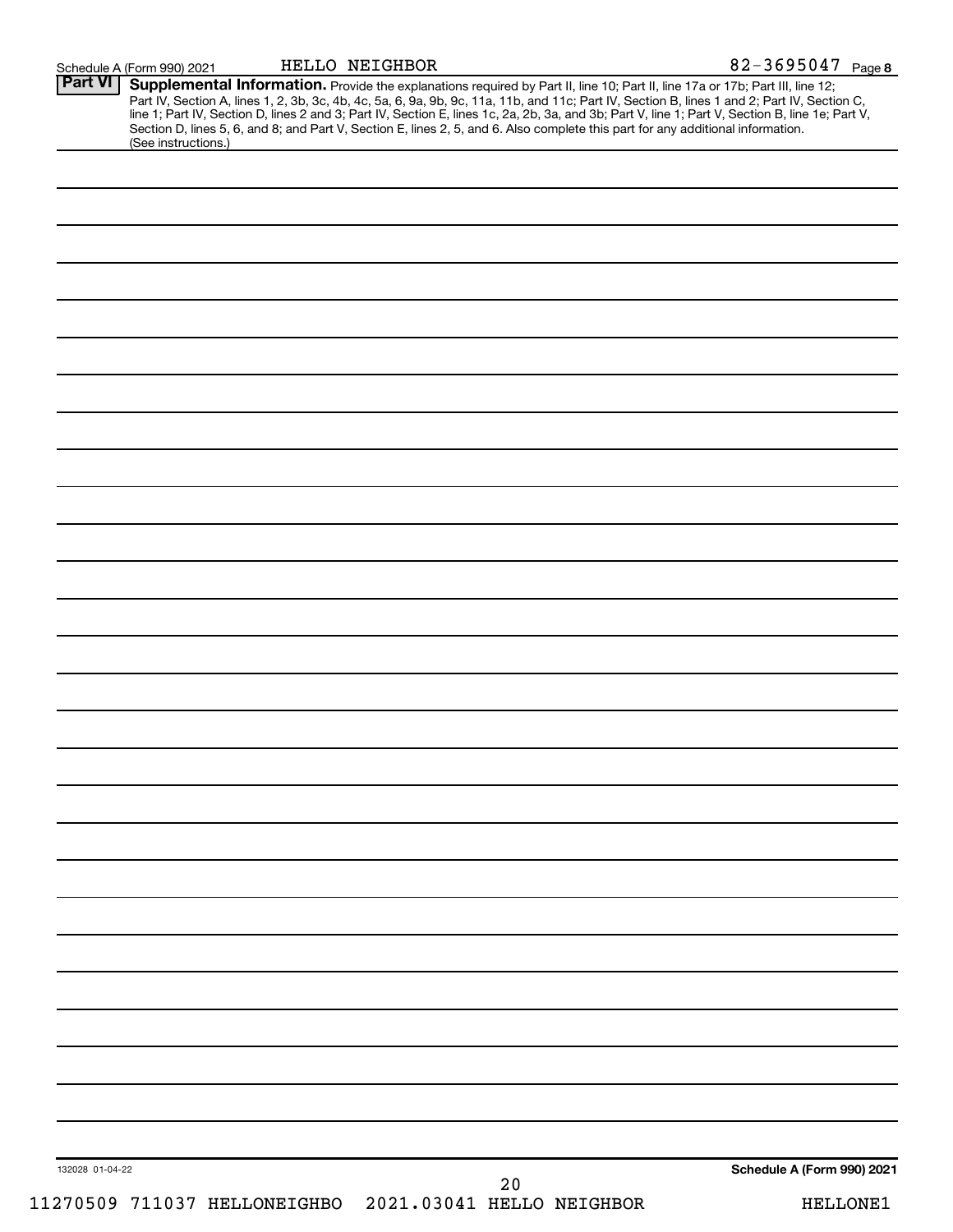Schedule A (Form 990) 2021 HELLO NEIGHBOR 82-3695047 Page 8

## Part VI Supplemental Information.

Provide the explanations required by Part II, line 10; Part II, line 17a or 17b; Part III, line 12; Part IV, Section A, lines 1, 2, 3b, 3c, 4b, 4c, 5a, 6, 9a, 9b, 9c, 11a, 11b, and 11c; Part IV, Section B, lines 1 and 2; Part IV, Section C, line 1; Part IV, Section D, lines 2 and 3; Part IV, Section E, lines 1c, 2a, 2b, 3a, and 3b; Part V, line 1; Part V, Section B, line 1e; Part V, Section D, lines 5, 6, and 8; and Part V, Section E, lines 2, 5, and 6. Also complete this part for any additional information. (See instructions.)

132028 01-04-22

Schedule A (Form 990) 2021

11270509 711037 HELLONEIGHBO 2021.03041 HELLO NEIGHBOR HELLONE1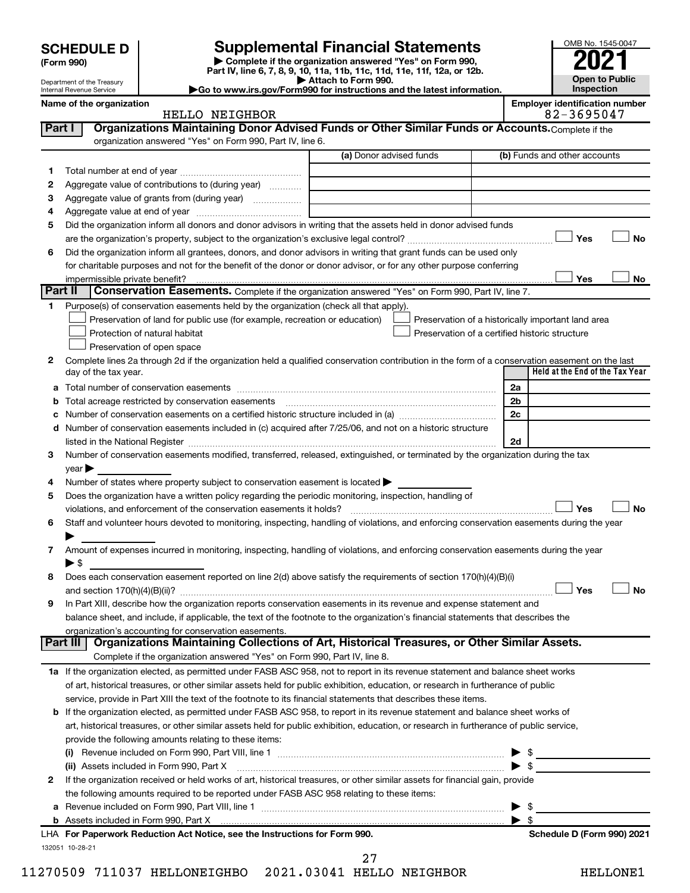# SCHEDULE D (Form 990)

Department of the Treasury
Internal Revenue Service

## Supplemental Financial Statements

▶ Complete if the organization answered "Yes" on Form 990, Part IV, line 6, 7, 8, 9, 10, 11a, 11b, 11c, 11d, 11e, 11f, 12a, or 12b.
▶ Attach to Form 990.
▶Go to www.irs.gov/Form990 for instructions and the latest information.

OMB No. 1545-0047
**2021**
**Open to Public Inspection**

**Name of the organization:** HELLO NEIGHBOR
**Employer identification number:** 82-3695047

### Part I — Organizations Maintaining Donor Advised Funds or Other Similar Funds or Accounts.
Complete if the organization answered "Yes" on Form 990, Part IV, line 6.

| | | (a) Donor advised funds | (b) Funds and other accounts |
|---|---|---|---|
| 1 | Total number at end of year | | |
| 2 | Aggregate value of contributions to (during year) | | |
| 3 | Aggregate value of grants from (during year) | | |
| 4 | Aggregate value at end of year | | |

5 Did the organization inform all donors and donor advisors in writing that the assets held in donor advised funds are the organization's property, subject to the organization's exclusive legal control? ☐ Yes ☐ No

6 Did the organization inform all grantees, donors, and donor advisors in writing that grant funds can be used only for charitable purposes and not for the benefit of the donor or donor advisor, or for any other purpose conferring impermissible private benefit? ☐ Yes ☐ No

### Part II — Conservation Easements.
Complete if the organization answered "Yes" on Form 990, Part IV, line 7.

1 Purpose(s) of conservation easements held by the organization (check all that apply).
- ☐ Preservation of land for public use (for example, recreation or education)
- ☐ Protection of natural habitat
- ☐ Preservation of open space
- ☐ Preservation of a historically important land area
- ☐ Preservation of a certified historic structure

2 Complete lines 2a through 2d if the organization held a qualified conservation contribution in the form of a conservation easement on the last day of the tax year.

| | | | Held at the End of the Tax Year |
|---|---|---|---|
| a | Total number of conservation easements | 2a | |
| b | Total acreage restricted by conservation easements | 2b | |
| c | Number of conservation easements on a certified historic structure included in (a) | 2c | |
| d | Number of conservation easements included in (c) acquired after 7/25/06, and not on a historic structure listed in the National Register | 2d | |

3 Number of conservation easements modified, transferred, released, extinguished, or terminated by the organization during the tax year ▶

4 Number of states where property subject to conservation easement is located ▶

5 Does the organization have a written policy regarding the periodic monitoring, inspection, handling of violations, and enforcement of the conservation easements it holds? ☐ Yes ☐ No

6 Staff and volunteer hours devoted to monitoring, inspecting, handling of violations, and enforcing conservation easements during the year ▶

7 Amount of expenses incurred in monitoring, inspecting, handling of violations, and enforcing conservation easements during the year ▶ $

8 Does each conservation easement reported on line 2(d) above satisfy the requirements of section 170(h)(4)(B)(i) and section 170(h)(4)(B)(ii)? ☐ Yes ☐ No

9 In Part XIII, describe how the organization reports conservation easements in its revenue and expense statement and balance sheet, and include, if applicable, the text of the footnote to the organization's financial statements that describes the organization's accounting for conservation easements.

### Part III — Organizations Maintaining Collections of Art, Historical Treasures, or Other Similar Assets.
Complete if the organization answered "Yes" on Form 990, Part IV, line 8.

1a If the organization elected, as permitted under FASB ASC 958, not to report in its revenue statement and balance sheet works of art, historical treasures, or other similar assets held for public exhibition, education, or research in furtherance of public service, provide in Part XIII the text of the footnote to its financial statements that describes these items.

b If the organization elected, as permitted under FASB ASC 958, to report in its revenue statement and balance sheet works of art, historical treasures, or other similar assets held for public exhibition, education, or research in furtherance of public service, provide the following amounts relating to these items:

(i) Revenue included on Form 990, Part VIII, line 1 ▶ $

(ii) Assets included in Form 990, Part X ▶ $

2 If the organization received or held works of art, historical treasures, or other similar assets for financial gain, provide the following amounts required to be reported under FASB ASC 958 relating to these items:

a Revenue included on Form 990, Part VIII, line 1 ▶ $

b Assets included in Form 990, Part X ▶ $

LHA For Paperwork Reduction Act Notice, see the Instructions for Form 990. Schedule D (Form 990) 2021

132051 10-28-21

11270509 711037 HELLONEIGHBO 2021.03041 HELLO NEIGHBOR HELLONE1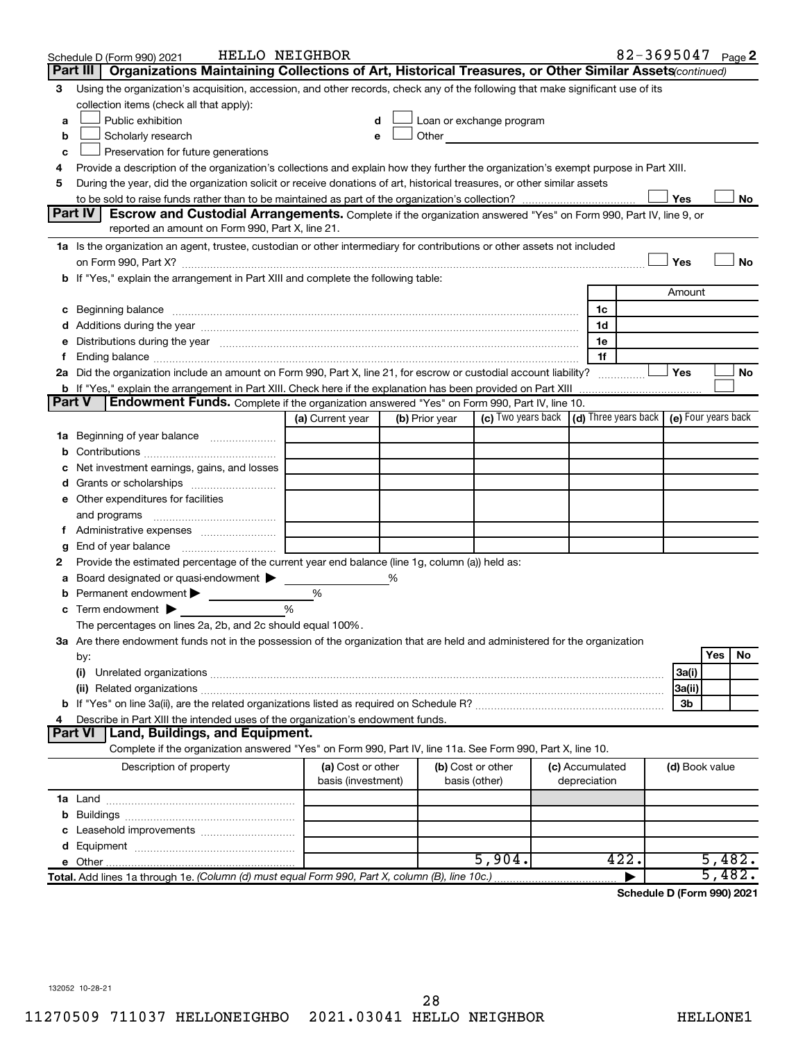Schedule D (Form 990) 2021 HELLO NEIGHBOR 82-3695047 Page 2

## Part III Organizations Maintaining Collections of Art, Historical Treasures, or Other Similar Assets *(continued)*

3 Using the organization's acquisition, accession, and other records, check any of the following that make significant use of its collection items (check all that apply):

- a ☐ Public exhibition
- b ☐ Scholarly research
- c ☐ Preservation for future generations
- d ☐ Loan or exchange program
- e ☐ Other

4 Provide a description of the organization's collections and explain how they further the organization's exempt purpose in Part XIII.

5 During the year, did the organization solicit or receive donations of art, historical treasures, or other similar assets to be sold to raise funds rather than to be maintained as part of the organization's collection? ☐ Yes ☐ No

## Part IV Escrow and Custodial Arrangements.

Complete if the organization answered "Yes" on Form 990, Part IV, line 9, or reported an amount on Form 990, Part X, line 21.

1a Is the organization an agent, trustee, custodian or other intermediary for contributions or other assets not included on Form 990, Part X? ☐ Yes ☐ No

b If "Yes," explain the arrangement in Part XIII and complete the following table:

| | | Amount |
|---|---|---|
| c Beginning balance | 1c | |
| d Additions during the year | 1d | |
| e Distributions during the year | 1e | |
| f Ending balance | 1f | |

2a Did the organization include an amount on Form 990, Part X, line 21, for escrow or custodial account liability? ☐ Yes ☐ No

b If "Yes," explain the arrangement in Part XIII. Check here if the explanation has been provided on Part XIII ☐

## Part V Endowment Funds.

Complete if the organization answered "Yes" on Form 990, Part IV, line 10.

| | (a) Current year | (b) Prior year | (c) Two years back | (d) Three years back | (e) Four years back |
|---|---|---|---|---|---|
| 1a Beginning of year balance | | | | | |
| b Contributions | | | | | |
| c Net investment earnings, gains, and losses | | | | | |
| d Grants or scholarships | | | | | |
| e Other expenditures for facilities and programs | | | | | |
| f Administrative expenses | | | | | |
| g End of year balance | | | | | |

2 Provide the estimated percentage of the current year end balance (line 1g, column (a)) held as:

- a Board designated or quasi-endowment ▶ %
- b Permanent endowment ▶ %
- c Term endowment ▶ %

The percentages on lines 2a, 2b, and 2c should equal 100%.

3a Are there endowment funds not in the possession of the organization that are held and administered for the organization by:

| | | Yes | No |
|---|---|---|---|
| (i) Unrelated organizations | 3a(i) | | |
| (ii) Related organizations | 3a(ii) | | |
| b If "Yes" on line 3a(ii), are the related organizations listed as required on Schedule R? | 3b | | |

4 Describe in Part XIII the intended uses of the organization's endowment funds.

## Part VI Land, Buildings, and Equipment.

Complete if the organization answered "Yes" on Form 990, Part IV, line 11a. See Form 990, Part X, line 10.

| Description of property | (a) Cost or other basis (investment) | (b) Cost or other basis (other) | (c) Accumulated depreciation | (d) Book value |
|---|---|---|---|---|
| 1a Land | | | | |
| b Buildings | | | | |
| c Leasehold improvements | | | | |
| d Equipment | | | | |
| e Other | | 5,904. | 422. | 5,482. |
| **Total.** Add lines 1a through 1e. *(Column (d) must equal Form 990, Part X, column (B), line 10c.)* | | | ▶ | 5,482. |

**Schedule D (Form 990) 2021**

132052 10-28-21

11270509 711037 HELLONEIGHBO 2021.03041 HELLO NEIGHBOR HELLONE1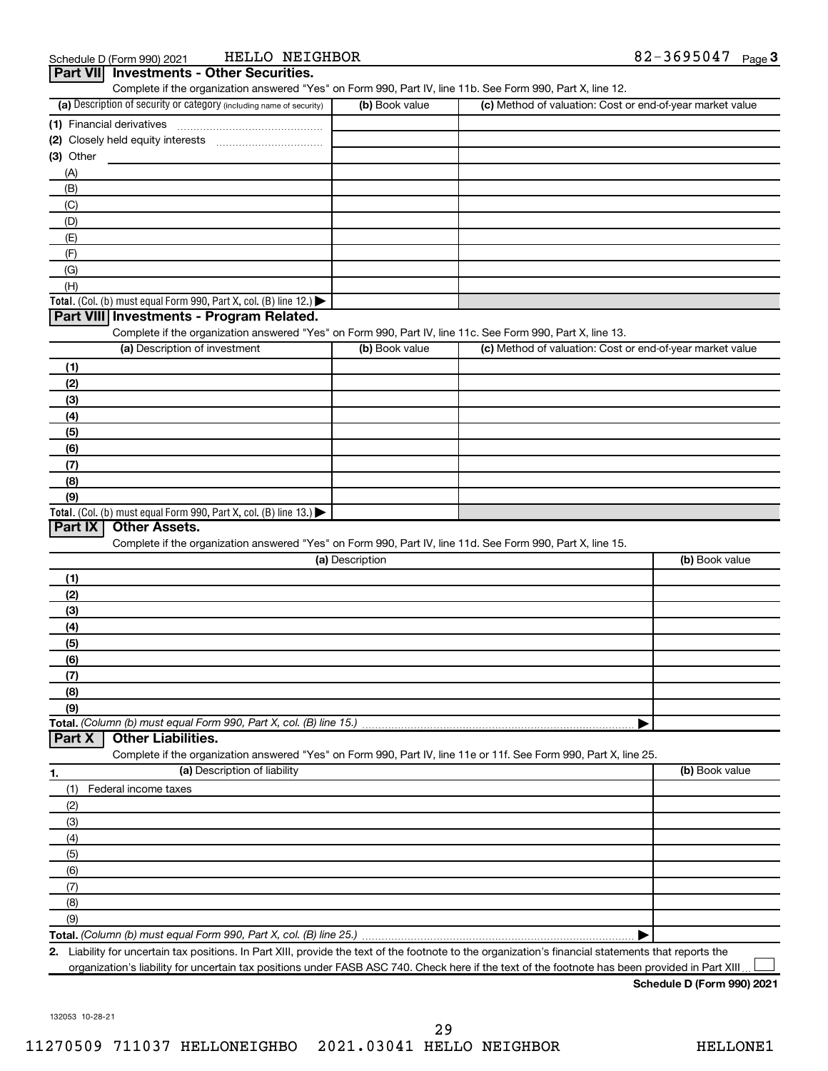Schedule D (Form 990) 2021 HELLO NEIGHBOR 82-3695047

## Part VII Investments - Other Securities.

Complete if the organization answered "Yes" on Form 990, Part IV, line 11b. See Form 990, Part X, line 12.

| (a) Description of security or category (including name of security) | (b) Book value | (c) Method of valuation: Cost or end-of-year market value |
|---|---|---|
| (1) Financial derivatives | | |
| (2) Closely held equity interests | | |
| (3) Other | | |
| (A) | | |
| (B) | | |
| (C) | | |
| (D) | | |
| (E) | | |
| (F) | | |
| (G) | | |
| (H) | | |
| **Total.** (Col. (b) must equal Form 990, Part X, col. (B) line 12.) | | |

## Part VIII Investments - Program Related.

Complete if the organization answered "Yes" on Form 990, Part IV, line 11c. See Form 990, Part X, line 13.

| (a) Description of investment | (b) Book value | (c) Method of valuation: Cost or end-of-year market value |
|---|---|---|
| (1) | | |
| (2) | | |
| (3) | | |
| (4) | | |
| (5) | | |
| (6) | | |
| (7) | | |
| (8) | | |
| (9) | | |
| **Total.** (Col. (b) must equal Form 990, Part X, col. (B) line 13.) | | |

## Part IX Other Assets.

Complete if the organization answered "Yes" on Form 990, Part IV, line 11d. See Form 990, Part X, line 15.

| (a) Description | (b) Book value |
|---|---|
| (1) | |
| (2) | |
| (3) | |
| (4) | |
| (5) | |
| (6) | |
| (7) | |
| (8) | |
| (9) | |
| **Total.** *(Column (b) must equal Form 990, Part X, col. (B) line 15.)* | |

## Part X Other Liabilities.

Complete if the organization answered "Yes" on Form 990, Part IV, line 11e or 11f. See Form 990, Part X, line 25.

| 1. (a) Description of liability | (b) Book value |
|---|---|
| (1) Federal income taxes | |
| (2) | |
| (3) | |
| (4) | |
| (5) | |
| (6) | |
| (7) | |
| (8) | |
| (9) | |
| **Total.** *(Column (b) must equal Form 990, Part X, col. (B) line 25.)* | |

**2.** Liability for uncertain tax positions. In Part XIII, provide the text of the footnote to the organization's financial statements that reports the organization's liability for uncertain tax positions under FASB ASC 740. Check here if the text of the footnote has been provided in Part XIII ☐

**Schedule D (Form 990) 2021**

132053 10-28-21

11270509 711037 HELLONEIGHBO 2021.03041 HELLO NEIGHBOR HELLONE1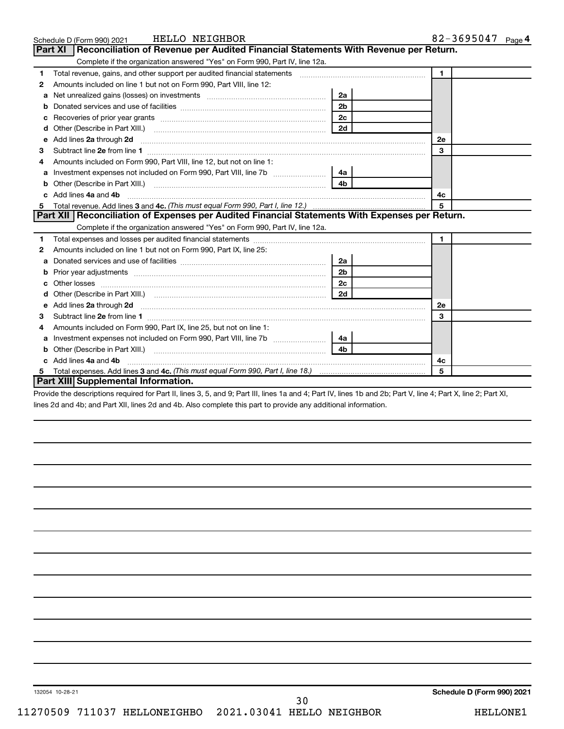Schedule D (Form 990) 2021 HELLO NEIGHBOR 82-3695047 Page 4

## Part XI Reconciliation of Revenue per Audited Financial Statements With Revenue per Return.

Complete if the organization answered "Yes" on Form 990, Part IV, line 12a.

| | | | | | |
|---|---|---|---|---|---|
| 1 | Total revenue, gains, and other support per audited financial statements | | | 1 | |
| 2 | Amounts included on line 1 but not on Form 990, Part VIII, line 12: | | | | |
| a | Net unrealized gains (losses) on investments | 2a | | | |
| b | Donated services and use of facilities | 2b | | | |
| c | Recoveries of prior year grants | 2c | | | |
| d | Other (Describe in Part XIII.) | 2d | | | |
| e | Add lines **2a** through **2d** | | | 2e | |
| 3 | Subtract line **2e** from line **1** | | | 3 | |
| 4 | Amounts included on Form 990, Part VIII, line 12, but not on line 1: | | | | |
| a | Investment expenses not included on Form 990, Part VIII, line 7b | 4a | | | |
| b | Other (Describe in Part XIII.) | 4b | | | |
| c | Add lines **4a** and **4b** | | | 4c | |
| 5 | Total revenue. Add lines **3** and **4c.** *(This must equal Form 990, Part I, line 12.)* | | | 5 | |

## Part XII Reconciliation of Expenses per Audited Financial Statements With Expenses per Return.

Complete if the organization answered "Yes" on Form 990, Part IV, line 12a.

| | | | | | |
|---|---|---|---|---|---|
| 1 | Total expenses and losses per audited financial statements | | | 1 | |
| 2 | Amounts included on line 1 but not on Form 990, Part IX, line 25: | | | | |
| a | Donated services and use of facilities | 2a | | | |
| b | Prior year adjustments | 2b | | | |
| c | Other losses | 2c | | | |
| d | Other (Describe in Part XIII.) | 2d | | | |
| e | Add lines **2a** through **2d** | | | 2e | |
| 3 | Subtract line **2e** from line **1** | | | 3 | |
| 4 | Amounts included on Form 990, Part IX, line 25, but not on line 1: | | | | |
| a | Investment expenses not included on Form 990, Part VIII, line 7b | 4a | | | |
| b | Other (Describe in Part XIII.) | 4b | | | |
| c | Add lines **4a** and **4b** | | | 4c | |
| 5 | Total expenses. Add lines **3** and **4c.** *(This must equal Form 990, Part I, line 18.)* | | | 5 | |

## Part XIII Supplemental Information.

Provide the descriptions required for Part II, lines 3, 5, and 9; Part III, lines 1a and 4; Part IV, lines 1b and 2b; Part V, line 4; Part X, line 2; Part XI, lines 2d and 4b; and Part XII, lines 2d and 4b. Also complete this part to provide any additional information.

132054 10-28-21 **Schedule D (Form 990) 2021**

11270509 711037 HELLONEIGHBO 2021.03041 HELLO NEIGHBOR HELLONE1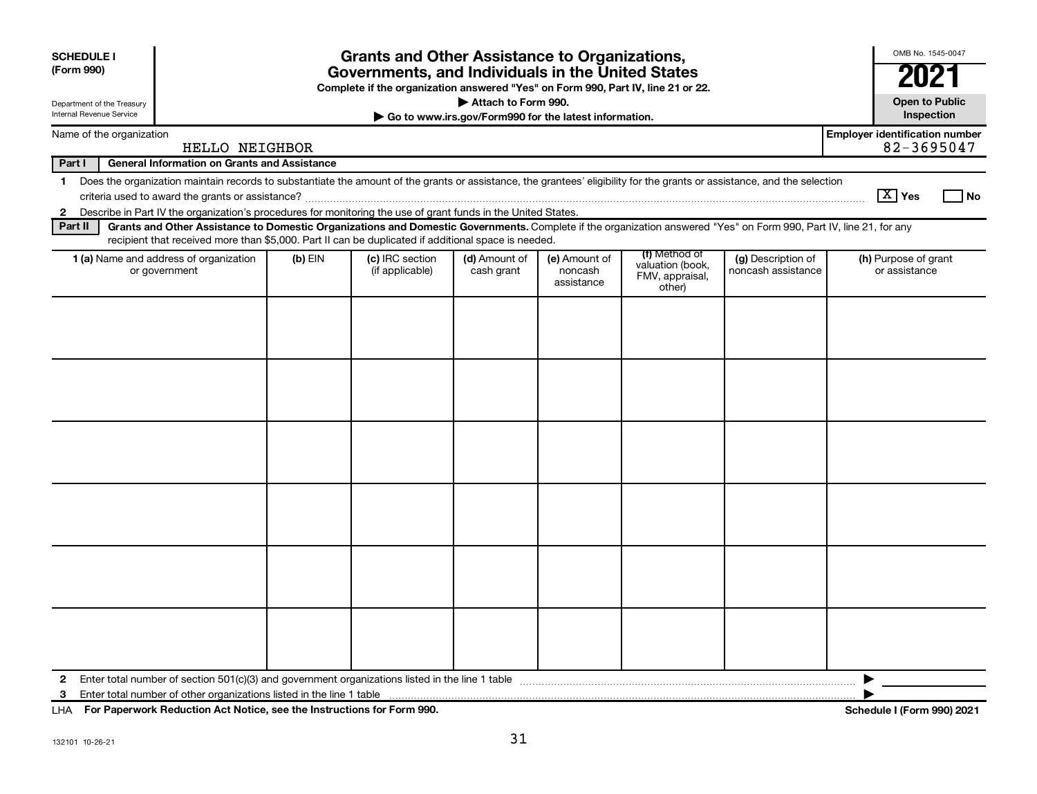**SCHEDULE I**
**(Form 990)**

Department of the Treasury
Internal Revenue Service

# Grants and Other Assistance to Organizations, Governments, and Individuals in the United States

**Complete if the organization answered "Yes" on Form 990, Part IV, line 21 or 22.**
**▶ Attach to Form 990.**
**▶ Go to www.irs.gov/Form990 for the latest information.**

OMB No. 1545-0047
**2021**
**Open to Public Inspection**

Name of the organization: HELLO NEIGHBOR
**Employer identification number:** 82-3695047

**Part I — General Information on Grants and Assistance**

1 Does the organization maintain records to substantiate the amount of the grants or assistance, the grantees' eligibility for the grants or assistance, and the selection criteria used to award the grants or assistance? [X] Yes [ ] No

2 Describe in Part IV the organization's procedures for monitoring the use of grant funds in the United States.

**Part II — Grants and Other Assistance to Domestic Organizations and Domestic Governments.** Complete if the organization answered "Yes" on Form 990, Part IV, line 21, for any recipient that received more than $5,000. Part II can be duplicated if additional space is needed.

| 1 (a) Name and address of organization or government | (b) EIN | (c) IRC section (if applicable) | (d) Amount of cash grant | (e) Amount of noncash assistance | (f) Method of valuation (book, FMV, appraisal, other) | (g) Description of noncash assistance | (h) Purpose of grant or assistance |
|---|---|---|---|---|---|---|---|
| | | | | | | | |
| | | | | | | | |
| | | | | | | | |
| | | | | | | | |
| | | | | | | | |
| | | | | | | | |

2 Enter total number of section 501(c)(3) and government organizations listed in the line 1 table ▶

3 Enter total number of other organizations listed in the line 1 table ▶

LHA **For Paperwork Reduction Act Notice, see the Instructions for Form 990.** **Schedule I (Form 990) 2021**

132101 10-26-21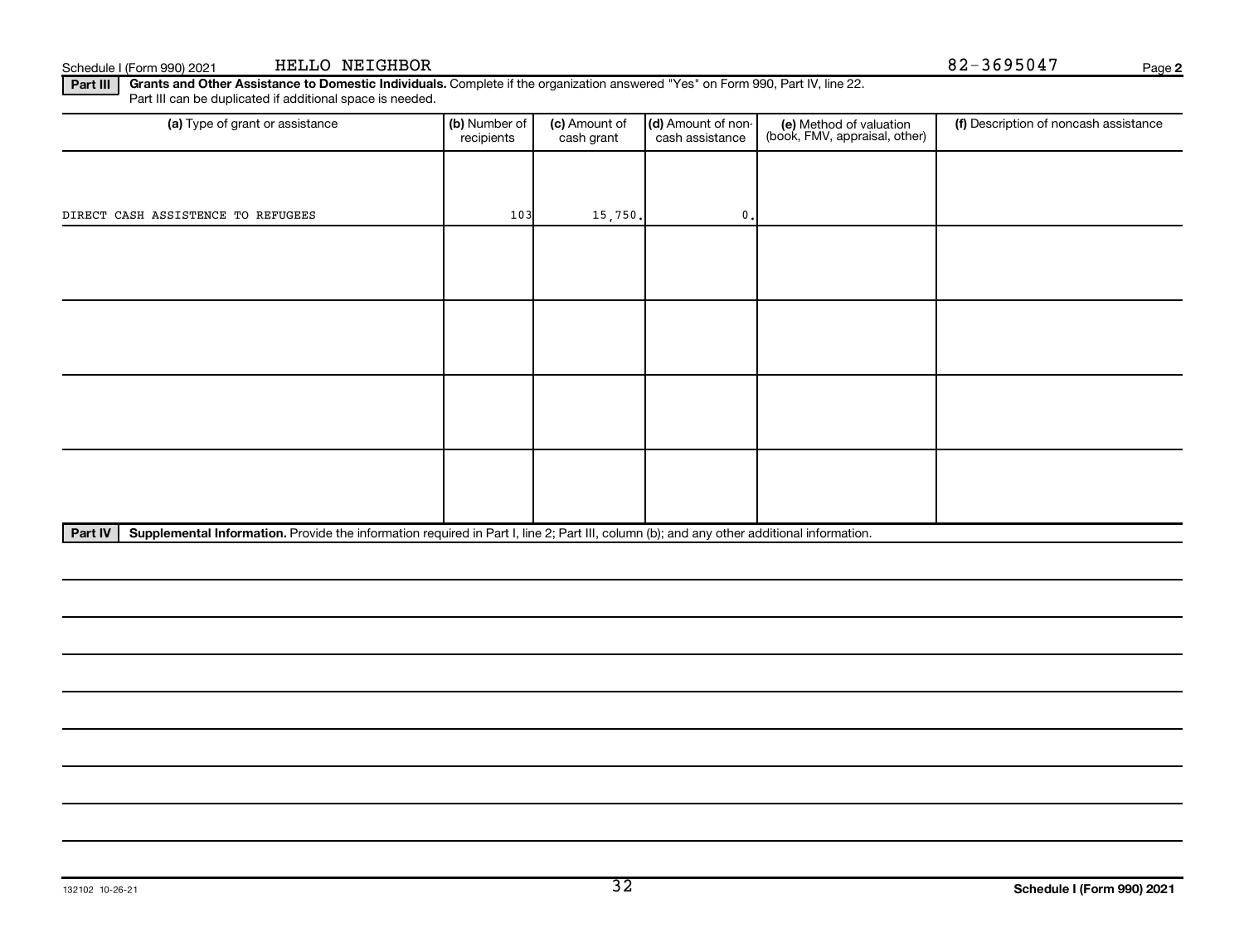Schedule I (Form 990) 2021 HELLO NEIGHBOR 82-3695047

**Part III** **Grants and Other Assistance to Domestic Individuals.** Complete if the organization answered "Yes" on Form 990, Part IV, line 22. Part III can be duplicated if additional space is needed.

| (a) Type of grant or assistance | (b) Number of recipients | (c) Amount of cash grant | (d) Amount of non-cash assistance | (e) Method of valuation (book, FMV, appraisal, other) | (f) Description of noncash assistance |
|---|---|---|---|---|---|
| DIRECT CASH ASSISTENCE TO REFUGEES | 103 | 15,750. | 0. | | |
| | | | | | |
| | | | | | |
| | | | | | |
| | | | | | |

**Part IV** **Supplemental Information.** Provide the information required in Part I, line 2; Part III, column (b); and any other additional information.

132102 10-26-21

**Schedule I (Form 990) 2021**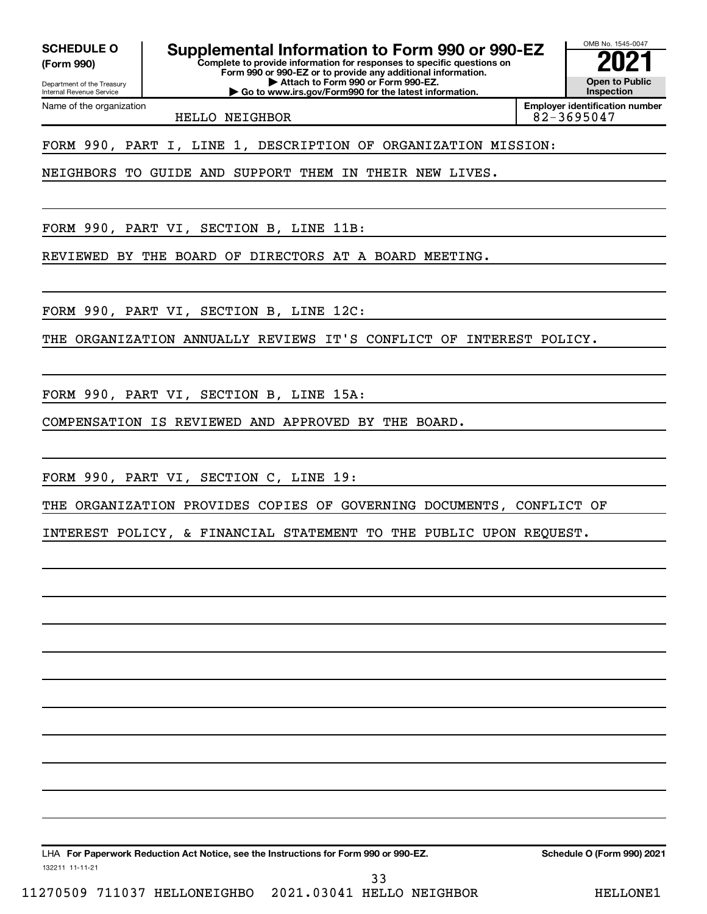**SCHEDULE O**
**(Form 990)**

Department of the Treasury
Internal Revenue Service

# Supplemental Information to Form 990 or 990-EZ

**Complete to provide information for responses to specific questions on Form 990 or 990-EZ or to provide any additional information.**
**▶ Attach to Form 990 or Form 990-EZ.**
**▶ Go to www.irs.gov/Form990 for the latest information.**

OMB No. 1545-0047
**2021**
**Open to Public Inspection**

Name of the organization: HELLO NEIGHBOR
**Employer identification number:** 82-3695047

FORM 990, PART I, LINE 1, DESCRIPTION OF ORGANIZATION MISSION:

NEIGHBORS TO GUIDE AND SUPPORT THEM IN THEIR NEW LIVES.

FORM 990, PART VI, SECTION B, LINE 11B:

REVIEWED BY THE BOARD OF DIRECTORS AT A BOARD MEETING.

FORM 990, PART VI, SECTION B, LINE 12C:

THE ORGANIZATION ANNUALLY REVIEWS IT'S CONFLICT OF INTEREST POLICY.

FORM 990, PART VI, SECTION B, LINE 15A:

COMPENSATION IS REVIEWED AND APPROVED BY THE BOARD.

FORM 990, PART VI, SECTION C, LINE 19:

THE ORGANIZATION PROVIDES COPIES OF GOVERNING DOCUMENTS, CONFLICT OF INTEREST POLICY, & FINANCIAL STATEMENT TO THE PUBLIC UPON REQUEST.

LHA **For Paperwork Reduction Act Notice, see the Instructions for Form 990 or 990-EZ.** **Schedule O (Form 990) 2021**

132211 11-11-21

11270509 711037 HELLONEIGHBO 2021.03041 HELLO NEIGHBOR HELLONE1